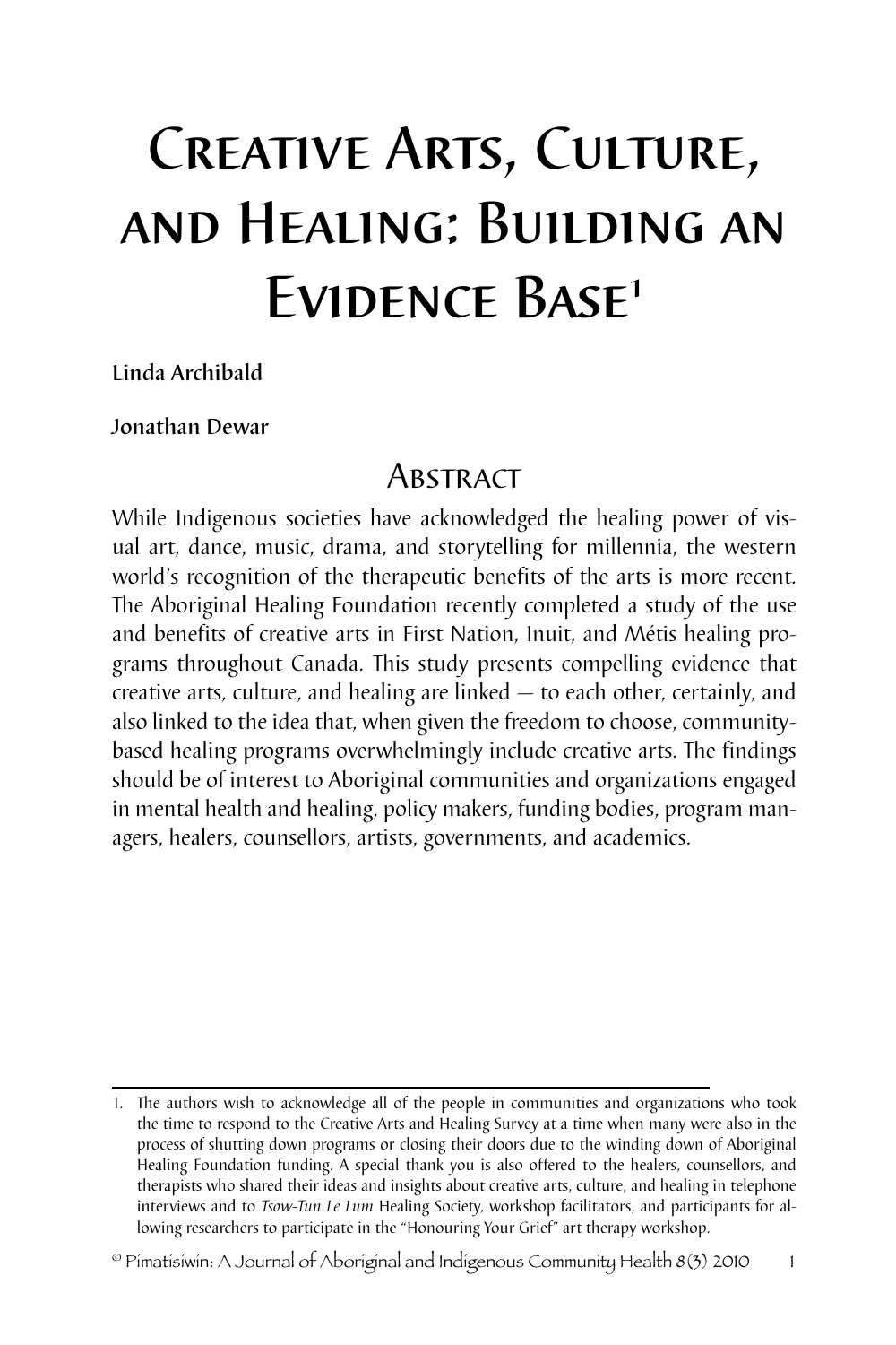# Creative Arts, Culture, and Healing: Building an Evidence Base[1]

**Linda Archibald**

**Jonathan Dewar**

## Abstract

While Indigenous societies have acknowledged the healing power of visual art, dance, music, drama, and storytelling for millennia, the western world's recognition of the therapeutic benefits of the arts is more recent. The Aboriginal Healing Foundation recently completed a study of the use and benefits of creative arts in First Nation, Inuit, and Métis healing programs throughout Canada. This study presents compelling evidence that creative arts, culture, and healing are linked — to each other, certainly, and also linked to the idea that, when given the freedom to choose, community-based healing programs overwhelmingly include creative arts. The findings should be of interest to Aboriginal communities and organizations engaged in mental health and healing, policy makers, funding bodies, program managers, healers, counsellors, artists, governments, and academics.

---

1. The authors wish to acknowledge all of the people in communities and organizations who took the time to respond to the Creative Arts and Healing Survey at a time when many were also in the process of shutting down programs or closing their doors due to the winding down of Aboriginal Healing Foundation funding. A special thank you is also offered to the healers, counsellors, and therapists who shared their ideas and insights about creative arts, culture, and healing in telephone interviews and to *Tsow-Tun Le Lum* Healing Society, workshop facilitators, and participants for allowing researchers to participate in the "Honouring Your Grief" art therapy workshop.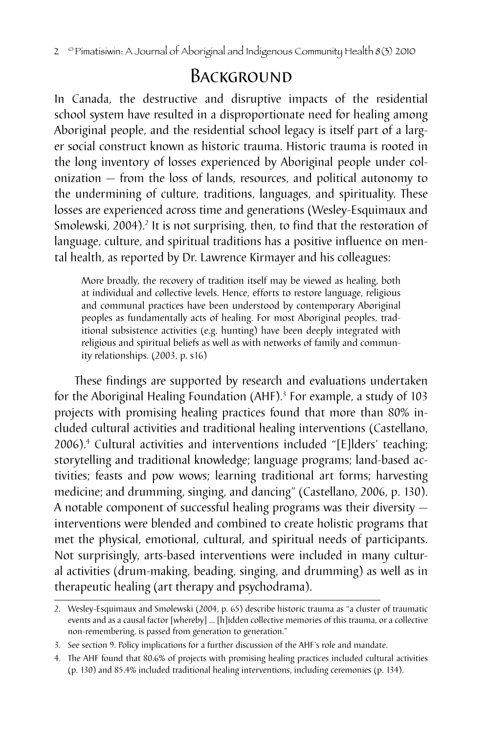## Background

In Canada, the destructive and disruptive impacts of the residential school system have resulted in a disproportionate need for healing among Aboriginal people, and the residential school legacy is itself part of a larger social construct known as historic trauma. Historic trauma is rooted in the long inventory of losses experienced by Aboriginal people under colonization — from the loss of lands, resources, and political autonomy to the undermining of culture, traditions, languages, and spirituality. These losses are experienced across time and generations (Wesley-Esquimaux and Smolewski, 2004).[2] It is not surprising, then, to find that the restoration of language, culture, and spiritual traditions has a positive influence on mental health, as reported by Dr. Lawrence Kirmayer and his colleagues:

> More broadly, the recovery of tradition itself may be viewed as healing, both at individual and collective levels. Hence, efforts to restore language, religious and communal practices have been understood by contemporary Aboriginal peoples as fundamentally acts of healing. For most Aboriginal peoples, traditional subsistence activities (e.g. hunting) have been deeply integrated with religious and spiritual beliefs as well as with networks of family and community relationships. (2003, p. s16)

These findings are supported by research and evaluations undertaken for the Aboriginal Healing Foundation (AHF).[3] For example, a study of 103 projects with promising healing practices found that more than 80% included cultural activities and traditional healing interventions (Castellano, 2006).[4] Cultural activities and interventions included "[E]lders' teaching; storytelling and traditional knowledge; language programs; land-based activities; feasts and pow wows; learning traditional art forms; harvesting medicine; and drumming, singing, and dancing" (Castellano, 2006, p. 130). A notable component of successful healing programs was their diversity — interventions were blended and combined to create holistic programs that met the physical, emotional, cultural, and spiritual needs of participants. Not surprisingly, arts-based interventions were included in many cultural activities (drum-making, beading, singing, and drumming) as well as in therapeutic healing (art therapy and psychodrama).

---

2. Wesley-Esquimaux and Smolewski (2004, p. 65) describe historic trauma as "a cluster of traumatic events and as a causal factor [whereby] … [h]idden collective memories of this trauma, or a collective non-remembering, is passed from generation to generation."

3. See section 9. Policy implications for a further discussion of the AHF's role and mandate.

4. The AHF found that 80.6% of projects with promising healing practices included cultural activities (p. 130) and 85.4% included traditional healing interventions, including ceremonies (p. 134).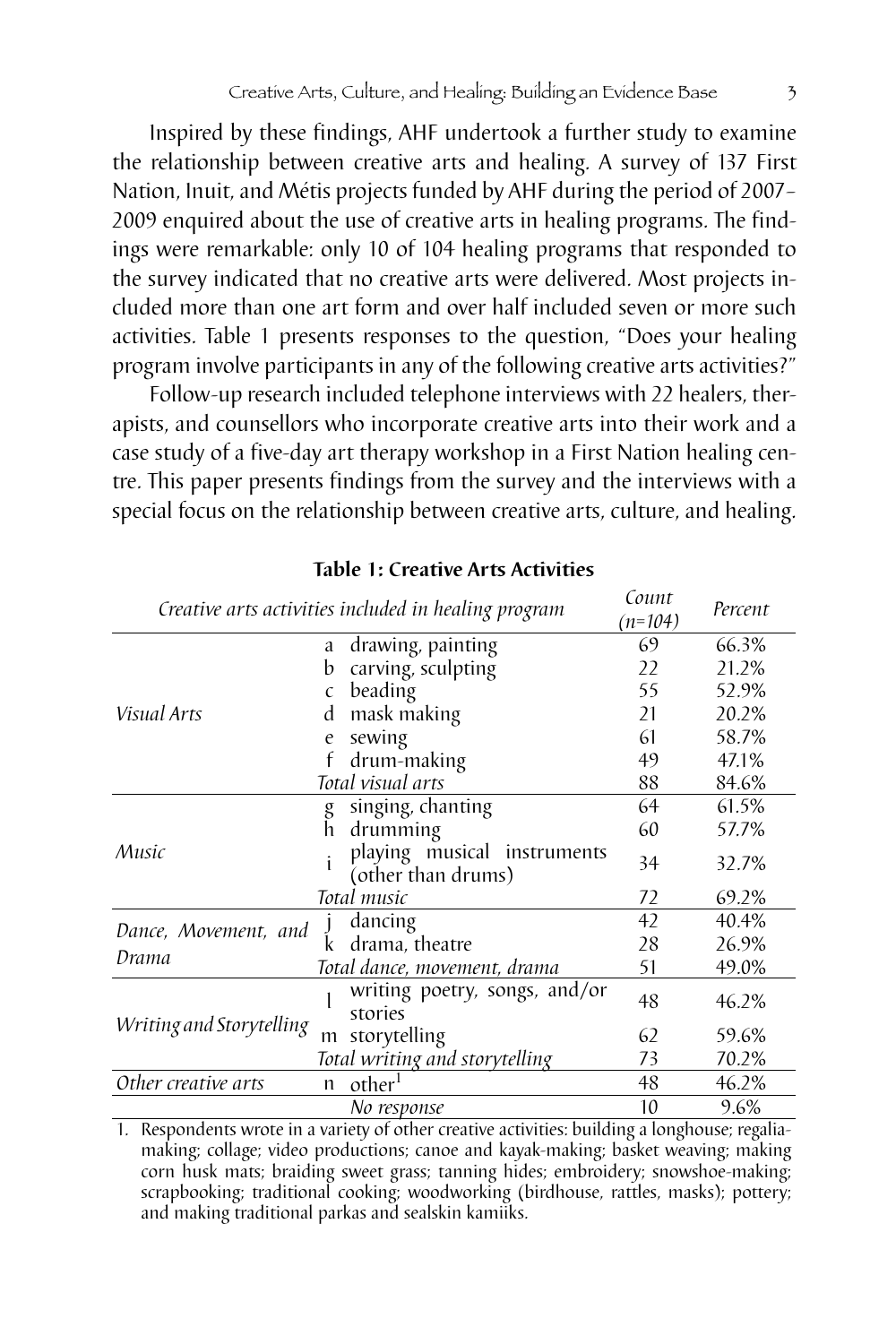Inspired by these findings, AHF undertook a further study to examine the relationship between creative arts and healing. A survey of 137 First Nation, Inuit, and Métis projects funded by AHF during the period of 2007–2009 enquired about the use of creative arts in healing programs. The findings were remarkable: only 10 of 104 healing programs that responded to the survey indicated that no creative arts were delivered. Most projects included more than one art form and over half included seven or more such activities. Table 1 presents responses to the question, "Does your healing program involve participants in any of the following creative arts activities?"

Follow-up research included telephone interviews with 22 healers, therapists, and counsellors who incorporate creative arts into their work and a case study of a five-day art therapy workshop in a First Nation healing centre. This paper presents findings from the survey and the interviews with a special focus on the relationship between creative arts, culture, and healing.

**Table 1: Creative Arts Activities**

| *Creative arts activities included in healing program* | | *Count (n=104)* | *Percent* |
|---|---|---|---|
| *Visual Arts* | a drawing, painting | 69 | 66.3% |
| | b carving, sculpting | 22 | 21.2% |
| | c beading | 55 | 52.9% |
| | d mask making | 21 | 20.2% |
| | e sewing | 61 | 58.7% |
| | f drum-making | 49 | 47.1% |
| | *Total visual arts* | 88 | 84.6% |
| *Music* | g singing, chanting | 64 | 61.5% |
| | h drumming | 60 | 57.7% |
| | i playing musical instruments (other than drums) | 34 | 32.7% |
| | *Total music* | 72 | 69.2% |
| *Dance, Movement, and Drama* | j dancing | 42 | 40.4% |
| | k drama, theatre | 28 | 26.9% |
| | *Total dance, movement, drama* | 51 | 49.0% |
| *Writing and Storytelling* | l writing poetry, songs, and/or stories | 48 | 46.2% |
| | m storytelling | 62 | 59.6% |
| | *Total writing and storytelling* | 73 | 70.2% |
| *Other creative arts* | n other[1] | 48 | 46.2% |
| | *No response* | 10 | 9.6% |

1. Respondents wrote in a variety of other creative activities: building a longhouse; regalia-making; collage; video productions; canoe and kayak-making; basket weaving; making corn husk mats; braiding sweet grass; tanning hides; embroidery; snowshoe-making; scrapbooking; traditional cooking; woodworking (birdhouse, rattles, masks); pottery; and making traditional parkas and sealskin kamiiks.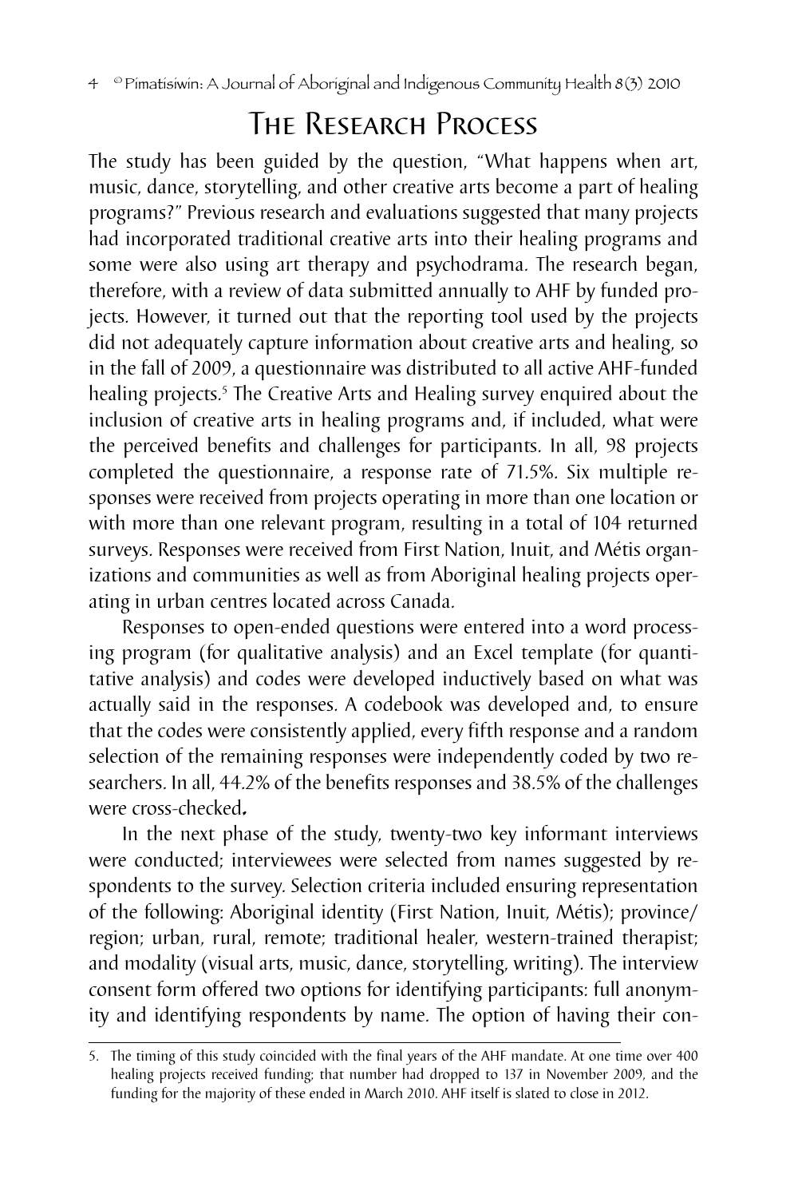## The Research Process

The study has been guided by the question, "What happens when art, music, dance, storytelling, and other creative arts become a part of healing programs?" Previous research and evaluations suggested that many projects had incorporated traditional creative arts into their healing programs and some were also using art therapy and psychodrama. The research began, therefore, with a review of data submitted annually to AHF by funded projects. However, it turned out that the reporting tool used by the projects did not adequately capture information about creative arts and healing, so in the fall of 2009, a questionnaire was distributed to all active AHF-funded healing projects.[5] The Creative Arts and Healing survey enquired about the inclusion of creative arts in healing programs and, if included, what were the perceived benefits and challenges for participants. In all, 98 projects completed the questionnaire, a response rate of 71.5%. Six multiple responses were received from projects operating in more than one location or with more than one relevant program, resulting in a total of 104 returned surveys. Responses were received from First Nation, Inuit, and Métis organizations and communities as well as from Aboriginal healing projects operating in urban centres located across Canada.

Responses to open-ended questions were entered into a word processing program (for qualitative analysis) and an Excel template (for quantitative analysis) and codes were developed inductively based on what was actually said in the responses. A codebook was developed and, to ensure that the codes were consistently applied, every fifth response and a random selection of the remaining responses were independently coded by two researchers. In all, 44.2% of the benefits responses and 38.5% of the challenges were cross-checked.

In the next phase of the study, twenty-two key informant interviews were conducted; interviewees were selected from names suggested by respondents to the survey. Selection criteria included ensuring representation of the following: Aboriginal identity (First Nation, Inuit, Métis); province/region; urban, rural, remote; traditional healer, western-trained therapist; and modality (visual arts, music, dance, storytelling, writing). The interview consent form offered two options for identifying participants: full anonymity and identifying respondents by name. The option of having their con-

---

5. The timing of this study coincided with the final years of the AHF mandate. At one time over 400 healing projects received funding; that number had dropped to 137 in November 2009, and the funding for the majority of these ended in March 2010. AHF itself is slated to close in 2012.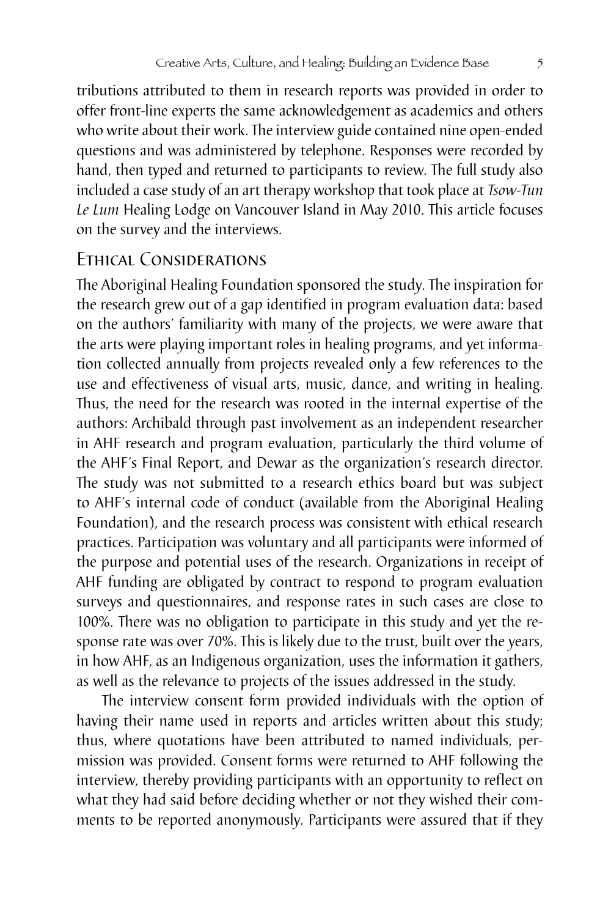tributions attributed to them in research reports was provided in order to offer front-line experts the same acknowledgement as academics and others who write about their work. The interview guide contained nine open-ended questions and was administered by telephone. Responses were recorded by hand, then typed and returned to participants to review. The full study also included a case study of an art therapy workshop that took place at *Tsow-Tun Le Lum* Healing Lodge on Vancouver Island in May 2010. This article focuses on the survey and the interviews.

## Ethical Considerations

The Aboriginal Healing Foundation sponsored the study. The inspiration for the research grew out of a gap identified in program evaluation data: based on the authors' familiarity with many of the projects, we were aware that the arts were playing important roles in healing programs, and yet information collected annually from projects revealed only a few references to the use and effectiveness of visual arts, music, dance, and writing in healing. Thus, the need for the research was rooted in the internal expertise of the authors: Archibald through past involvement as an independent researcher in AHF research and program evaluation, particularly the third volume of the AHF's Final Report, and Dewar as the organization's research director. The study was not submitted to a research ethics board but was subject to AHF's internal code of conduct (available from the Aboriginal Healing Foundation), and the research process was consistent with ethical research practices. Participation was voluntary and all participants were informed of the purpose and potential uses of the research. Organizations in receipt of AHF funding are obligated by contract to respond to program evaluation surveys and questionnaires, and response rates in such cases are close to 100%. There was no obligation to participate in this study and yet the response rate was over 70%. This is likely due to the trust, built over the years, in how AHF, as an Indigenous organization, uses the information it gathers, as well as the relevance to projects of the issues addressed in the study.

The interview consent form provided individuals with the option of having their name used in reports and articles written about this study; thus, where quotations have been attributed to named individuals, permission was provided. Consent forms were returned to AHF following the interview, thereby providing participants with an opportunity to reflect on what they had said before deciding whether or not they wished their comments to be reported anonymously. Participants were assured that if they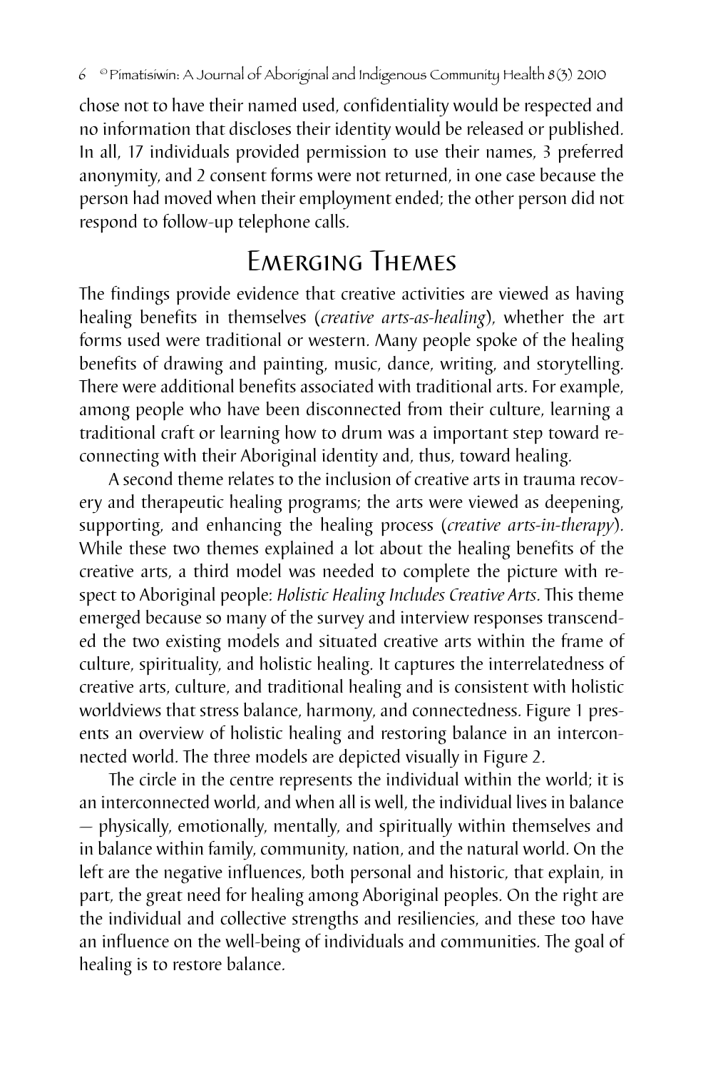chose not to have their named used, confidentiality would be respected and no information that discloses their identity would be released or published. In all, 17 individuals provided permission to use their names, 3 preferred anonymity, and 2 consent forms were not returned, in one case because the person had moved when their employment ended; the other person did not respond to follow-up telephone calls.

## Emerging Themes

The findings provide evidence that creative activities are viewed as having healing benefits in themselves (*creative arts-as-healing*), whether the art forms used were traditional or western. Many people spoke of the healing benefits of drawing and painting, music, dance, writing, and storytelling. There were additional benefits associated with traditional arts. For example, among people who have been disconnected from their culture, learning a traditional craft or learning how to drum was a important step toward re-connecting with their Aboriginal identity and, thus, toward healing.

A second theme relates to the inclusion of creative arts in trauma recovery and therapeutic healing programs; the arts were viewed as deepening, supporting, and enhancing the healing process (*creative arts-in-therapy*). While these two themes explained a lot about the healing benefits of the creative arts, a third model was needed to complete the picture with respect to Aboriginal people: *Holistic Healing Includes Creative Arts*. This theme emerged because so many of the survey and interview responses transcended the two existing models and situated creative arts within the frame of culture, spirituality, and holistic healing. It captures the interrelatedness of creative arts, culture, and traditional healing and is consistent with holistic worldviews that stress balance, harmony, and connectedness. Figure 1 presents an overview of holistic healing and restoring balance in an interconnected world. The three models are depicted visually in Figure 2.

The circle in the centre represents the individual within the world; it is an interconnected world, and when all is well, the individual lives in balance — physically, emotionally, mentally, and spiritually within themselves and in balance within family, community, nation, and the natural world. On the left are the negative influences, both personal and historic, that explain, in part, the great need for healing among Aboriginal peoples. On the right are the individual and collective strengths and resiliencies, and these too have an influence on the well-being of individuals and communities. The goal of healing is to restore balance.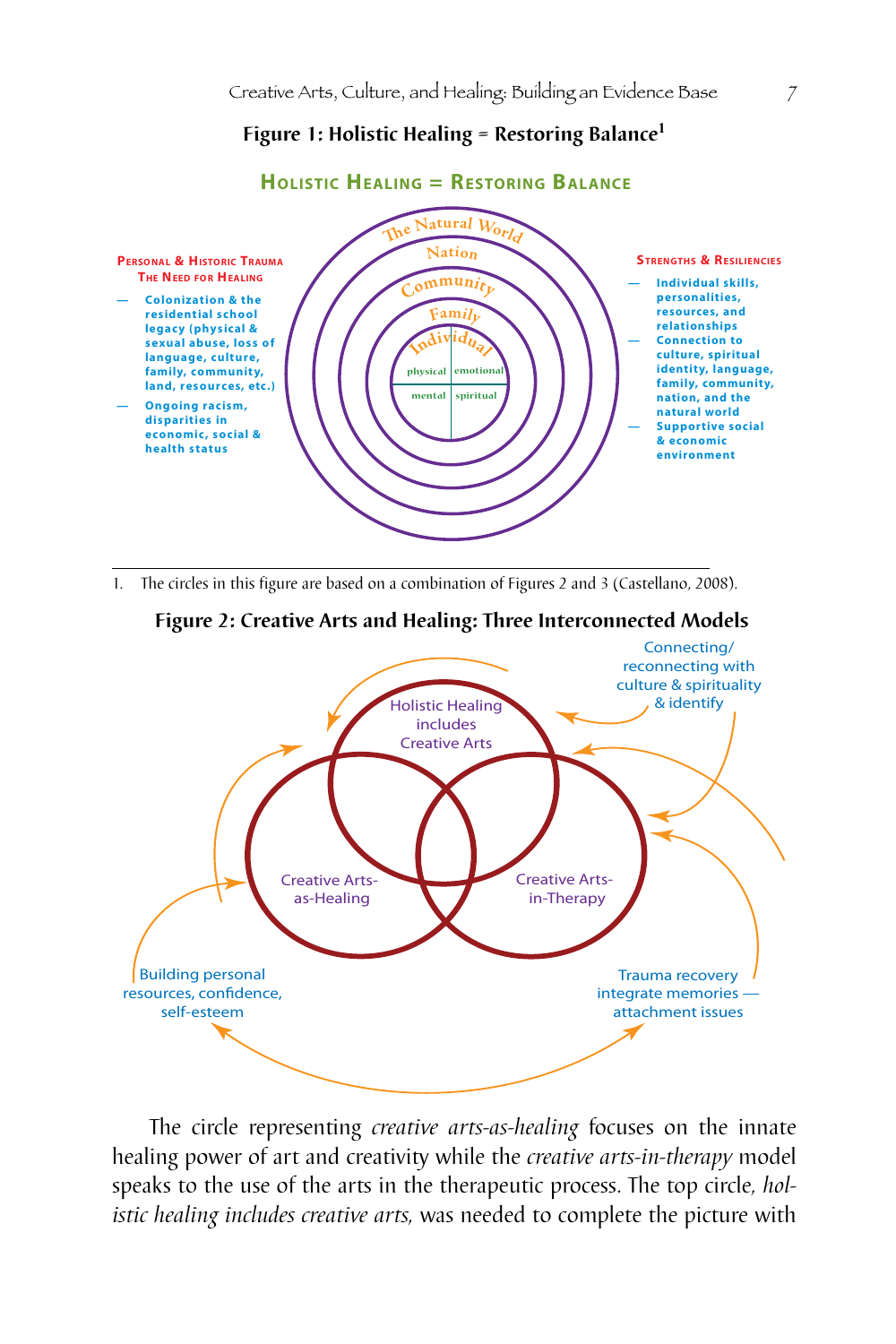**Figure 1: Holistic Healing = Restoring Balance[1]**

**HOLISTIC HEALING = RESTORING BALANCE**

**PERSONAL & HISTORIC TRAUMA**
**THE NEED FOR HEALING**

- Colonization & the residential school legacy (physical & sexual abuse, loss of language, culture, family, community, land, resources, etc.)
- Ongoing racism, disparities in economic, social & health status

The Natural World
Nation
Community
Family
Individual
physical | emotional
mental | spiritual

**STRENGTHS & RESILIENCIES**

- Individual skills, personalities, resources, and relationships
- Connection to culture, spiritual identity, language, family, community, nation, and the natural world
- Supportive social & economic environment

1. The circles in this figure are based on a combination of Figures 2 and 3 (Castellano, 2008).

**Figure 2: Creative Arts and Healing: Three Interconnected Models**

Holistic Healing includes Creative Arts

Creative Arts-as-Healing

Creative Arts-in-Therapy

Connecting/ reconnecting with culture & spirituality & identify

Building personal resources, confidence, self-esteem

Trauma recovery integrate memories — attachment issues

The circle representing *creative arts-as-healing* focuses on the innate healing power of art and creativity while the *creative arts-in-therapy* model speaks to the use of the arts in the therapeutic process. The top circle, *holistic healing includes creative arts,* was needed to complete the picture with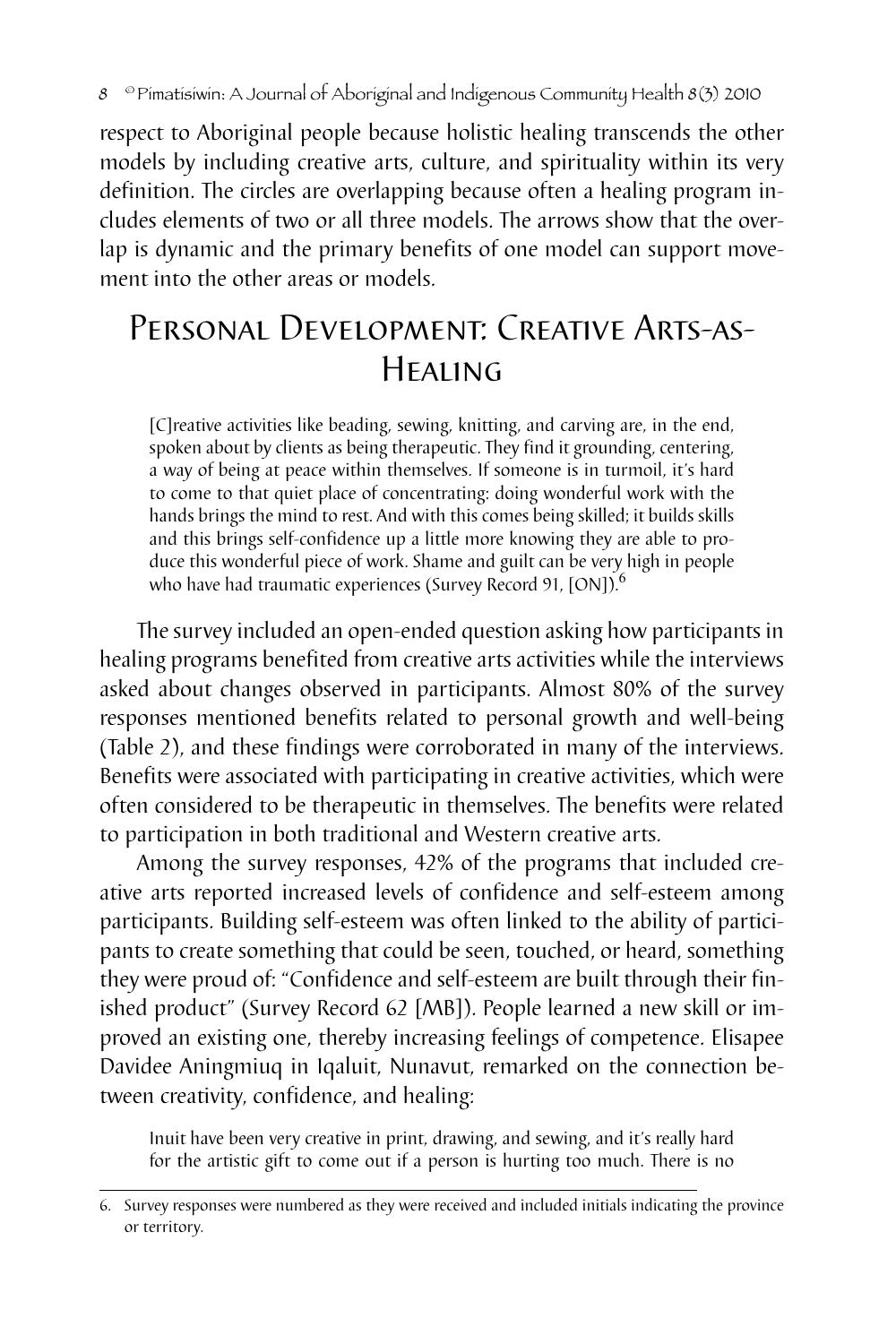respect to Aboriginal people because holistic healing transcends the other models by including creative arts, culture, and spirituality within its very definition. The circles are overlapping because often a healing program includes elements of two or all three models. The arrows show that the overlap is dynamic and the primary benefits of one model can support movement into the other areas or models.

## Personal Development: Creative Arts-as-Healing

> [C]reative activities like beading, sewing, knitting, and carving are, in the end, spoken about by clients as being therapeutic. They find it grounding, centering, a way of being at peace within themselves. If someone is in turmoil, it's hard to come to that quiet place of concentrating: doing wonderful work with the hands brings the mind to rest. And with this comes being skilled; it builds skills and this brings self-confidence up a little more knowing they are able to produce this wonderful piece of work. Shame and guilt can be very high in people who have had traumatic experiences (Survey Record 91, [ON]).[6]

The survey included an open-ended question asking how participants in healing programs benefited from creative arts activities while the interviews asked about changes observed in participants. Almost 80% of the survey responses mentioned benefits related to personal growth and well-being (Table 2), and these findings were corroborated in many of the interviews. Benefits were associated with participating in creative activities, which were often considered to be therapeutic in themselves. The benefits were related to participation in both traditional and Western creative arts.

Among the survey responses, 42% of the programs that included creative arts reported increased levels of confidence and self-esteem among participants. Building self-esteem was often linked to the ability of participants to create something that could be seen, touched, or heard, something they were proud of: "Confidence and self-esteem are built through their finished product" (Survey Record 62 [MB]). People learned a new skill or improved an existing one, thereby increasing feelings of competence. Elisapee Davidee Aningmiuq in Iqaluit, Nunavut, remarked on the connection between creativity, confidence, and healing:

> Inuit have been very creative in print, drawing, and sewing, and it's really hard for the artistic gift to come out if a person is hurting too much. There is no

---

6. Survey responses were numbered as they were received and included initials indicating the province or territory.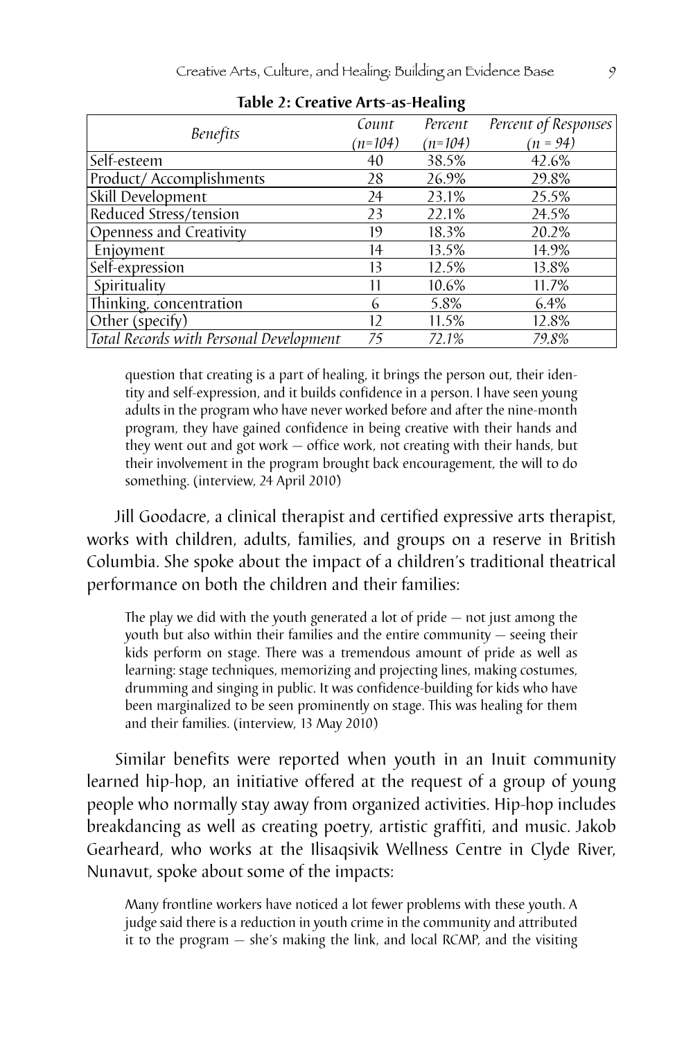**Table 2: Creative Arts-as-Healing**

| *Benefits* | *Count (n=104)* | *Percent (n=104)* | *Percent of Responses (n = 94)* |
|---|---|---|---|
| Self-esteem | 40 | 38.5% | 42.6% |
| Product/ Accomplishments | 28 | 26.9% | 29.8% |
| Skill Development | 24 | 23.1% | 25.5% |
| Reduced Stress/tension | 23 | 22.1% | 24.5% |
| Openness and Creativity | 19 | 18.3% | 20.2% |
| Enjoyment | 14 | 13.5% | 14.9% |
| Self-expression | 13 | 12.5% | 13.8% |
| Spirituality | 11 | 10.6% | 11.7% |
| Thinking, concentration | 6 | 5.8% | 6.4% |
| Other (specify) | 12 | 11.5% | 12.8% |
| *Total Records with Personal Development* | *75* | *72.1%* | *79.8%* |

> question that creating is a part of healing, it brings the person out, their identity and self-expression, and it builds confidence in a person. I have seen young adults in the program who have never worked before and after the nine-month program, they have gained confidence in being creative with their hands and they went out and got work — office work, not creating with their hands, but their involvement in the program brought back encouragement, the will to do something. (interview, 24 April 2010)

Jill Goodacre, a clinical therapist and certified expressive arts therapist, works with children, adults, families, and groups on a reserve in British Columbia. She spoke about the impact of a children's traditional theatrical performance on both the children and their families:

> The play we did with the youth generated a lot of pride — not just among the youth but also within their families and the entire community — seeing their kids perform on stage. There was a tremendous amount of pride as well as learning: stage techniques, memorizing and projecting lines, making costumes, drumming and singing in public. It was confidence-building for kids who have been marginalized to be seen prominently on stage. This was healing for them and their families. (interview, 13 May 2010)

Similar benefits were reported when youth in an Inuit community learned hip-hop, an initiative offered at the request of a group of young people who normally stay away from organized activities. Hip-hop includes breakdancing as well as creating poetry, artistic graffiti, and music. Jakob Gearheard, who works at the Ilisaqsivik Wellness Centre in Clyde River, Nunavut, spoke about some of the impacts:

> Many frontline workers have noticed a lot fewer problems with these youth. A judge said there is a reduction in youth crime in the community and attributed it to the program — she's making the link, and local RCMP, and the visiting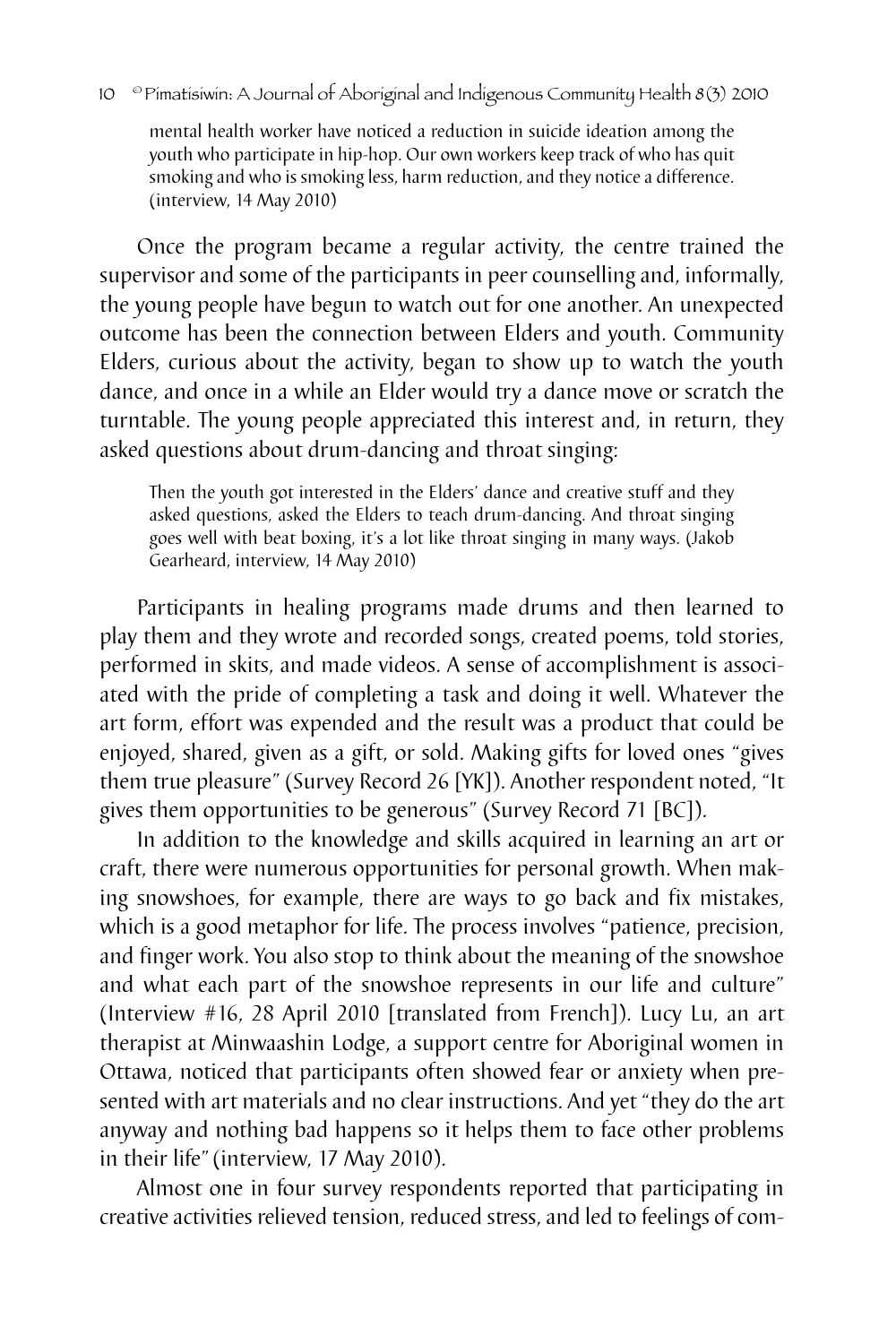> mental health worker have noticed a reduction in suicide ideation among the youth who participate in hip-hop. Our own workers keep track of who has quit smoking and who is smoking less, harm reduction, and they notice a difference. (interview, 14 May 2010)

Once the program became a regular activity, the centre trained the supervisor and some of the participants in peer counselling and, informally, the young people have begun to watch out for one another. An unexpected outcome has been the connection between Elders and youth. Community Elders, curious about the activity, began to show up to watch the youth dance, and once in a while an Elder would try a dance move or scratch the turntable. The young people appreciated this interest and, in return, they asked questions about drum-dancing and throat singing:

> Then the youth got interested in the Elders' dance and creative stuff and they asked questions, asked the Elders to teach drum-dancing. And throat singing goes well with beat boxing, it's a lot like throat singing in many ways. (Jakob Gearheard, interview, 14 May 2010)

Participants in healing programs made drums and then learned to play them and they wrote and recorded songs, created poems, told stories, performed in skits, and made videos. A sense of accomplishment is associated with the pride of completing a task and doing it well. Whatever the art form, effort was expended and the result was a product that could be enjoyed, shared, given as a gift, or sold. Making gifts for loved ones "gives them true pleasure" (Survey Record 26 [YK]). Another respondent noted, "It gives them opportunities to be generous" (Survey Record 71 [BC]).

In addition to the knowledge and skills acquired in learning an art or craft, there were numerous opportunities for personal growth. When making snowshoes, for example, there are ways to go back and fix mistakes, which is a good metaphor for life. The process involves "patience, precision, and finger work. You also stop to think about the meaning of the snowshoe and what each part of the snowshoe represents in our life and culture" (Interview #16, 28 April 2010 [translated from French]). Lucy Lu, an art therapist at Minwaashin Lodge, a support centre for Aboriginal women in Ottawa, noticed that participants often showed fear or anxiety when presented with art materials and no clear instructions. And yet "they do the art anyway and nothing bad happens so it helps them to face other problems in their life" (interview, 17 May 2010).

Almost one in four survey respondents reported that participating in creative activities relieved tension, reduced stress, and led to feelings of com-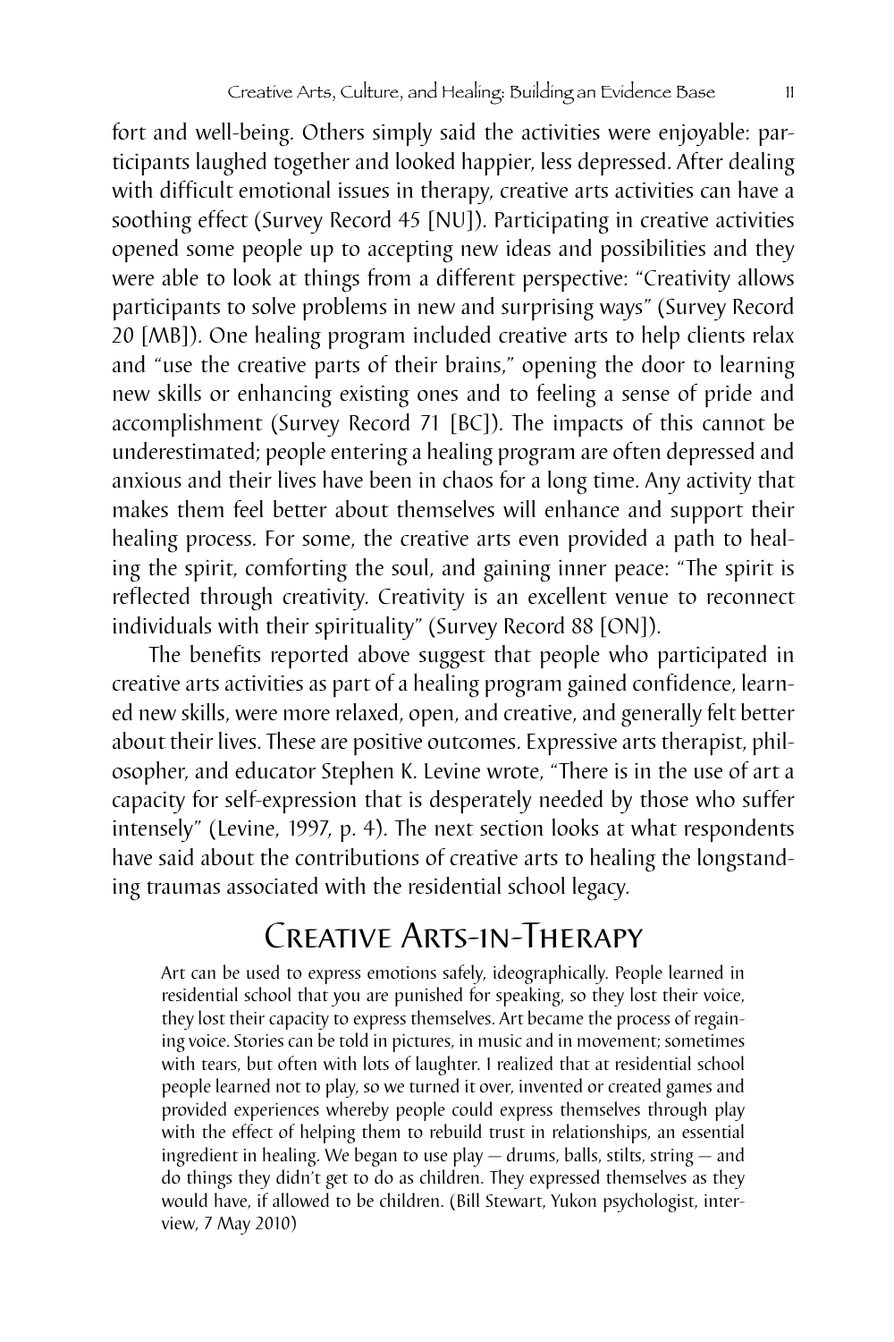fort and well-being. Others simply said the activities were enjoyable: participants laughed together and looked happier, less depressed. After dealing with difficult emotional issues in therapy, creative arts activities can have a soothing effect (Survey Record 45 [NU]). Participating in creative activities opened some people up to accepting new ideas and possibilities and they were able to look at things from a different perspective: "Creativity allows participants to solve problems in new and surprising ways" (Survey Record 20 [MB]). One healing program included creative arts to help clients relax and "use the creative parts of their brains," opening the door to learning new skills or enhancing existing ones and to feeling a sense of pride and accomplishment (Survey Record 71 [BC]). The impacts of this cannot be underestimated; people entering a healing program are often depressed and anxious and their lives have been in chaos for a long time. Any activity that makes them feel better about themselves will enhance and support their healing process. For some, the creative arts even provided a path to healing the spirit, comforting the soul, and gaining inner peace: "The spirit is reflected through creativity. Creativity is an excellent venue to reconnect individuals with their spirituality" (Survey Record 88 [ON]).

The benefits reported above suggest that people who participated in creative arts activities as part of a healing program gained confidence, learned new skills, were more relaxed, open, and creative, and generally felt better about their lives. These are positive outcomes. Expressive arts therapist, philosopher, and educator Stephen K. Levine wrote, "There is in the use of art a capacity for self-expression that is desperately needed by those who suffer intensely" (Levine, 1997, p. 4). The next section looks at what respondents have said about the contributions of creative arts to healing the longstanding traumas associated with the residential school legacy.

## Creative Arts-in-Therapy

> Art can be used to express emotions safely, ideographically. People learned in residential school that you are punished for speaking, so they lost their voice, they lost their capacity to express themselves. Art became the process of regaining voice. Stories can be told in pictures, in music and in movement; sometimes with tears, but often with lots of laughter. I realized that at residential school people learned not to play, so we turned it over, invented or created games and provided experiences whereby people could express themselves through play with the effect of helping them to rebuild trust in relationships, an essential ingredient in healing. We began to use play — drums, balls, stilts, string — and do things they didn't get to do as children. They expressed themselves as they would have, if allowed to be children. (Bill Stewart, Yukon psychologist, interview, 7 May 2010)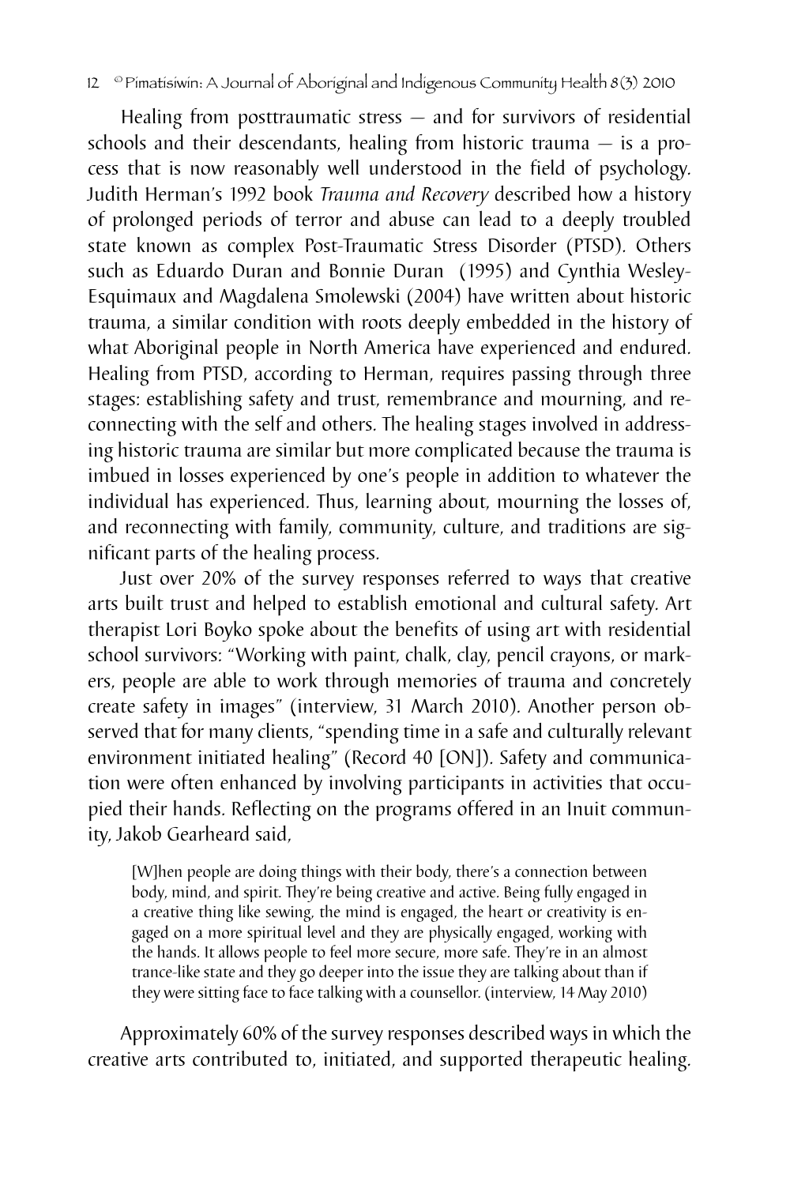Healing from posttraumatic stress — and for survivors of residential schools and their descendants, healing from historic trauma — is a process that is now reasonably well understood in the field of psychology. Judith Herman's 1992 book *Trauma and Recovery* described how a history of prolonged periods of terror and abuse can lead to a deeply troubled state known as complex Post-Traumatic Stress Disorder (PTSD). Others such as Eduardo Duran and Bonnie Duran (1995) and Cynthia Wesley-Esquimaux and Magdalena Smolewski (2004) have written about historic trauma, a similar condition with roots deeply embedded in the history of what Aboriginal people in North America have experienced and endured. Healing from PTSD, according to Herman, requires passing through three stages: establishing safety and trust, remembrance and mourning, and reconnecting with the self and others. The healing stages involved in addressing historic trauma are similar but more complicated because the trauma is imbued in losses experienced by one's people in addition to whatever the individual has experienced. Thus, learning about, mourning the losses of, and reconnecting with family, community, culture, and traditions are significant parts of the healing process.

Just over 20% of the survey responses referred to ways that creative arts built trust and helped to establish emotional and cultural safety. Art therapist Lori Boyko spoke about the benefits of using art with residential school survivors: "Working with paint, chalk, clay, pencil crayons, or markers, people are able to work through memories of trauma and concretely create safety in images" (interview, 31 March 2010). Another person observed that for many clients, "spending time in a safe and culturally relevant environment initiated healing" (Record 40 [ON]). Safety and communication were often enhanced by involving participants in activities that occupied their hands. Reflecting on the programs offered in an Inuit community, Jakob Gearheard said,

> [W]hen people are doing things with their body, there's a connection between body, mind, and spirit. They're being creative and active. Being fully engaged in a creative thing like sewing, the mind is engaged, the heart or creativity is engaged on a more spiritual level and they are physically engaged, working with the hands. It allows people to feel more secure, more safe. They're in an almost trance-like state and they go deeper into the issue they are talking about than if they were sitting face to face talking with a counsellor. (interview, 14 May 2010)

Approximately 60% of the survey responses described ways in which the creative arts contributed to, initiated, and supported therapeutic healing.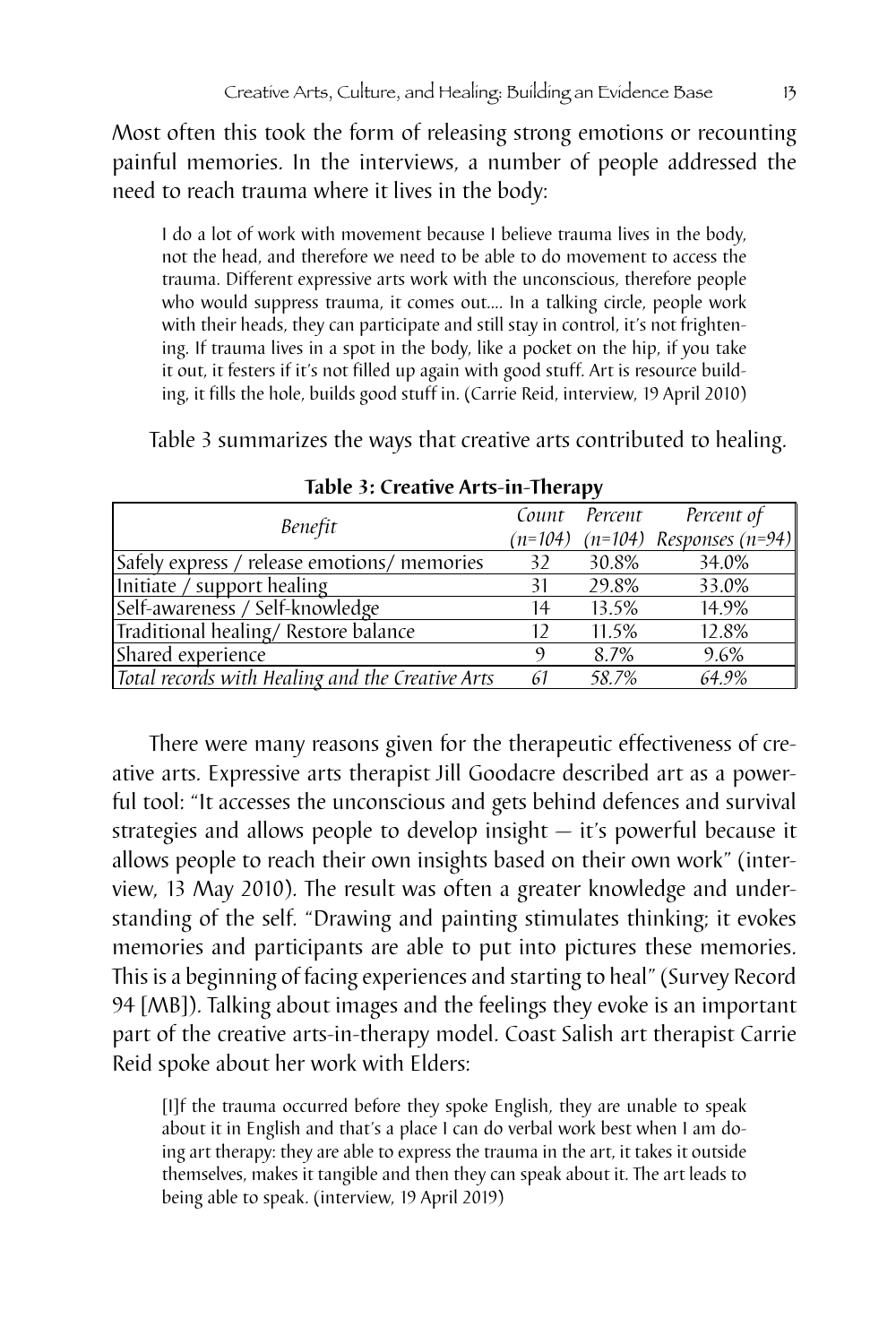Most often this took the form of releasing strong emotions or recounting painful memories. In the interviews, a number of people addressed the need to reach trauma where it lives in the body:

> I do a lot of work with movement because I believe trauma lives in the body, not the head, and therefore we need to be able to do movement to access the trauma. Different expressive arts work with the unconscious, therefore people who would suppress trauma, it comes out.... In a talking circle, people work with their heads, they can participate and still stay in control, it's not frightening. If trauma lives in a spot in the body, like a pocket on the hip, if you take it out, it festers if it's not filled up again with good stuff. Art is resource building, it fills the hole, builds good stuff in. (Carrie Reid, interview, 19 April 2010)

Table 3 summarizes the ways that creative arts contributed to healing.

**Table 3: Creative Arts-in-Therapy**

| *Benefit* | *Count (n=104)* | *Percent (n=104)* | *Percent of Responses (n=94)* |
|---|---|---|---|
| Safely express / release emotions/ memories | 32 | 30.8% | 34.0% |
| Initiate / support healing | 31 | 29.8% | 33.0% |
| Self-awareness / Self-knowledge | 14 | 13.5% | 14.9% |
| Traditional healing/ Restore balance | 12 | 11.5% | 12.8% |
| Shared experience | 9 | 8.7% | 9.6% |
| *Total records with Healing and the Creative Arts* | *61* | *58.7%* | *64.9%* |

There were many reasons given for the therapeutic effectiveness of creative arts. Expressive arts therapist Jill Goodacre described art as a powerful tool: "It accesses the unconscious and gets behind defences and survival strategies and allows people to develop insight — it's powerful because it allows people to reach their own insights based on their own work" (interview, 13 May 2010). The result was often a greater knowledge and understanding of the self. "Drawing and painting stimulates thinking; it evokes memories and participants are able to put into pictures these memories. This is a beginning of facing experiences and starting to heal" (Survey Record 94 [MB]). Talking about images and the feelings they evoke is an important part of the creative arts-in-therapy model. Coast Salish art therapist Carrie Reid spoke about her work with Elders:

> [I]f the trauma occurred before they spoke English, they are unable to speak about it in English and that's a place I can do verbal work best when I am doing art therapy: they are able to express the trauma in the art, it takes it outside themselves, makes it tangible and then they can speak about it. The art leads to being able to speak. (interview, 19 April 2019)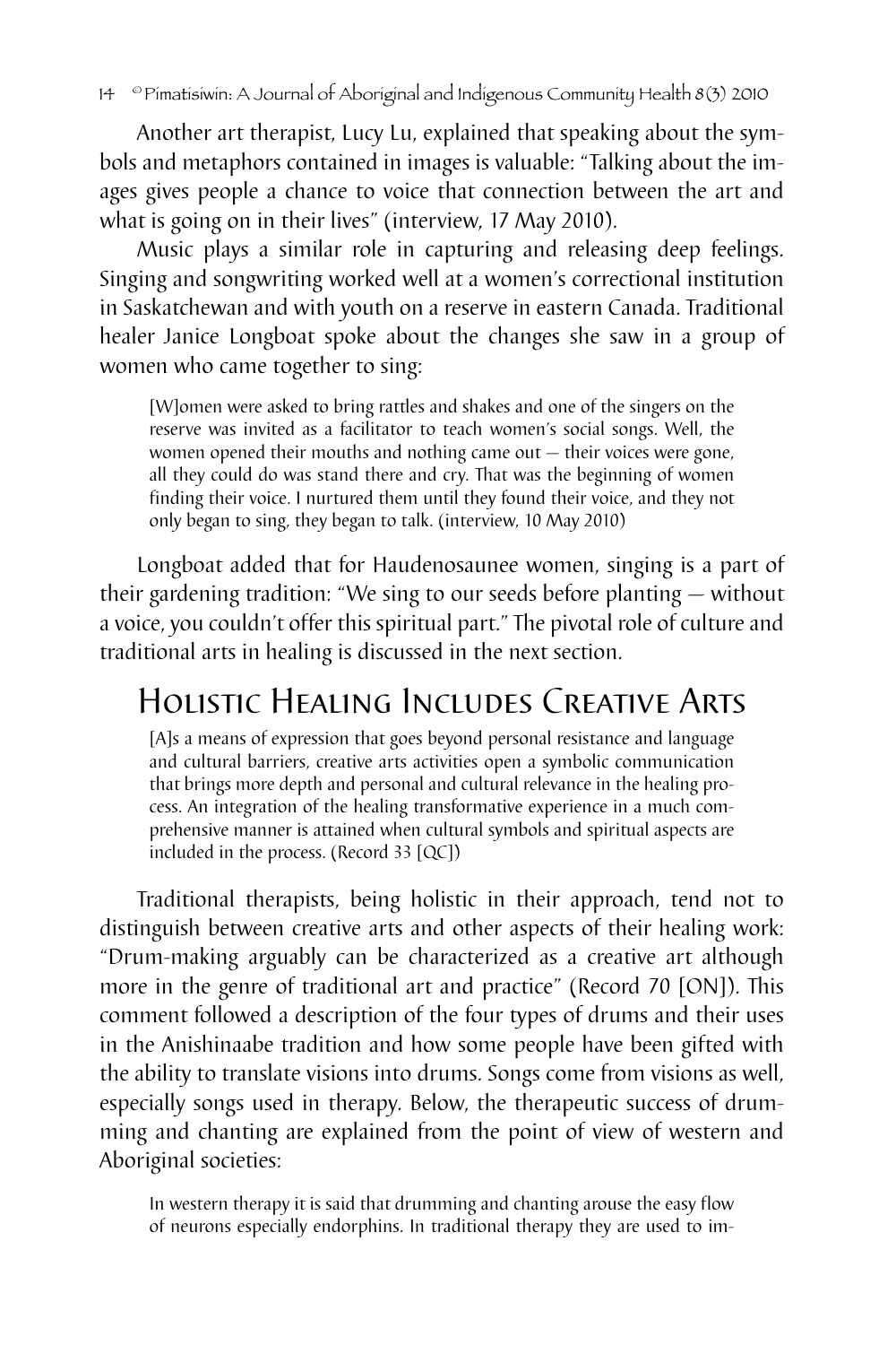Another art therapist, Lucy Lu, explained that speaking about the symbols and metaphors contained in images is valuable: "Talking about the images gives people a chance to voice that connection between the art and what is going on in their lives" (interview, 17 May 2010).

Music plays a similar role in capturing and releasing deep feelings. Singing and songwriting worked well at a women's correctional institution in Saskatchewan and with youth on a reserve in eastern Canada. Traditional healer Janice Longboat spoke about the changes she saw in a group of women who came together to sing:

> [W]omen were asked to bring rattles and shakes and one of the singers on the reserve was invited as a facilitator to teach women's social songs. Well, the women opened their mouths and nothing came out — their voices were gone, all they could do was stand there and cry. That was the beginning of women finding their voice. I nurtured them until they found their voice, and they not only began to sing, they began to talk. (interview, 10 May 2010)

Longboat added that for Haudenosaunee women, singing is a part of their gardening tradition: "We sing to our seeds before planting — without a voice, you couldn't offer this spiritual part." The pivotal role of culture and traditional arts in healing is discussed in the next section.

## Holistic Healing Includes Creative Arts

> [A]s a means of expression that goes beyond personal resistance and language and cultural barriers, creative arts activities open a symbolic communication that brings more depth and personal and cultural relevance in the healing process. An integration of the healing transformative experience in a much comprehensive manner is attained when cultural symbols and spiritual aspects are included in the process. (Record 33 [QC])

Traditional therapists, being holistic in their approach, tend not to distinguish between creative arts and other aspects of their healing work: "Drum-making arguably can be characterized as a creative art although more in the genre of traditional art and practice" (Record 70 [ON]). This comment followed a description of the four types of drums and their uses in the Anishinaabe tradition and how some people have been gifted with the ability to translate visions into drums. Songs come from visions as well, especially songs used in therapy. Below, the therapeutic success of drumming and chanting are explained from the point of view of western and Aboriginal societies:

> In western therapy it is said that drumming and chanting arouse the easy flow of neurons especially endorphins. In traditional therapy they are used to im-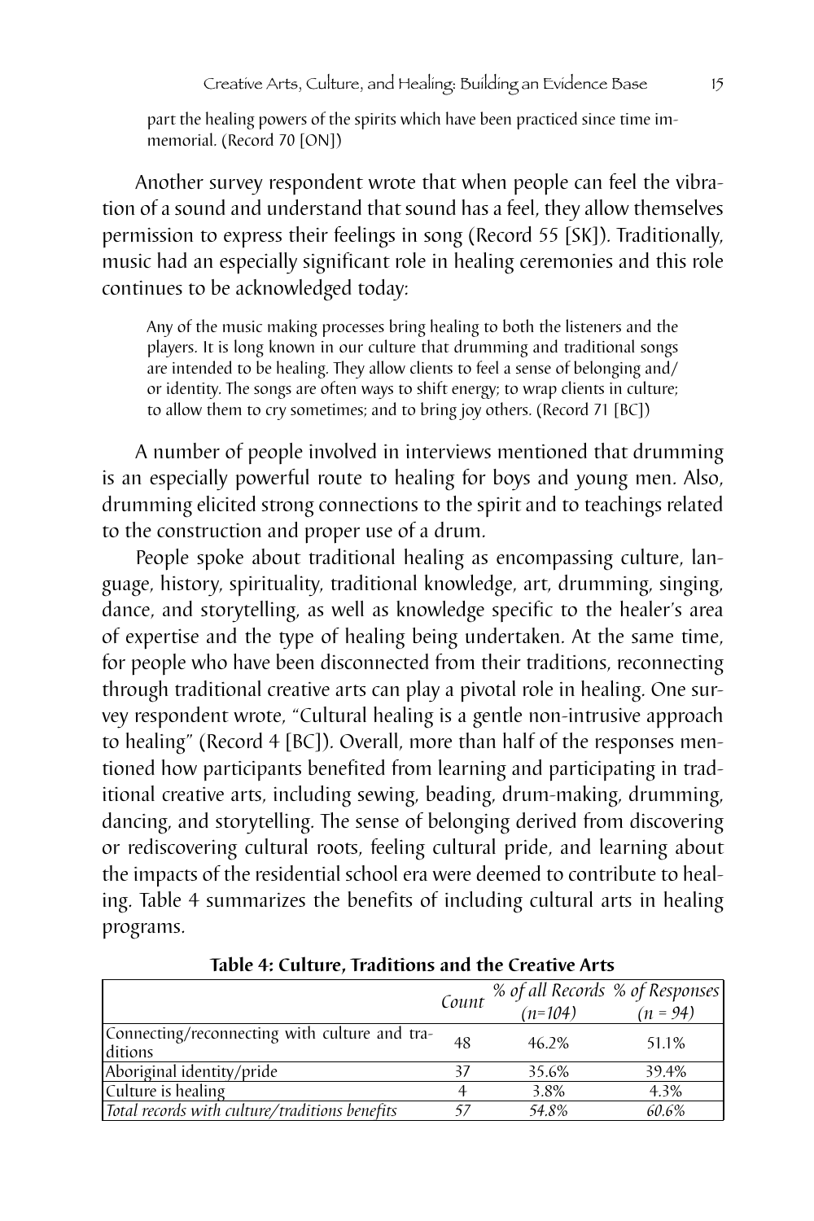part the healing powers of the spirits which have been practiced since time immemorial. (Record 70 [ON])

Another survey respondent wrote that when people can feel the vibration of a sound and understand that sound has a feel, they allow themselves permission to express their feelings in song (Record 55 [SK]). Traditionally, music had an especially significant role in healing ceremonies and this role continues to be acknowledged today:

> Any of the music making processes bring healing to both the listeners and the players. It is long known in our culture that drumming and traditional songs are intended to be healing. They allow clients to feel a sense of belonging and/or identity. The songs are often ways to shift energy; to wrap clients in culture; to allow them to cry sometimes; and to bring joy others. (Record 71 [BC])

A number of people involved in interviews mentioned that drumming is an especially powerful route to healing for boys and young men. Also, drumming elicited strong connections to the spirit and to teachings related to the construction and proper use of a drum.

People spoke about traditional healing as encompassing culture, language, history, spirituality, traditional knowledge, art, drumming, singing, dance, and storytelling, as well as knowledge specific to the healer's area of expertise and the type of healing being undertaken. At the same time, for people who have been disconnected from their traditions, reconnecting through traditional creative arts can play a pivotal role in healing. One survey respondent wrote, "Cultural healing is a gentle non-intrusive approach to healing" (Record 4 [BC]). Overall, more than half of the responses mentioned how participants benefited from learning and participating in traditional creative arts, including sewing, beading, drum-making, drumming, dancing, and storytelling. The sense of belonging derived from discovering or rediscovering cultural roots, feeling cultural pride, and learning about the impacts of the residential school era were deemed to contribute to healing. Table 4 summarizes the benefits of including cultural arts in healing programs.

**Table 4: Culture, Traditions and the Creative Arts**

| | *Count* | *% of all Records (n=104)* | *% of Responses (n = 94)* |
|---|---|---|---|
| Connecting/reconnecting with culture and traditions | 48 | 46.2% | 51.1% |
| Aboriginal identity/pride | 37 | 35.6% | 39.4% |
| Culture is healing | 4 | 3.8% | 4.3% |
| *Total records with culture/traditions benefits* | *57* | *54.8%* | *60.6%* |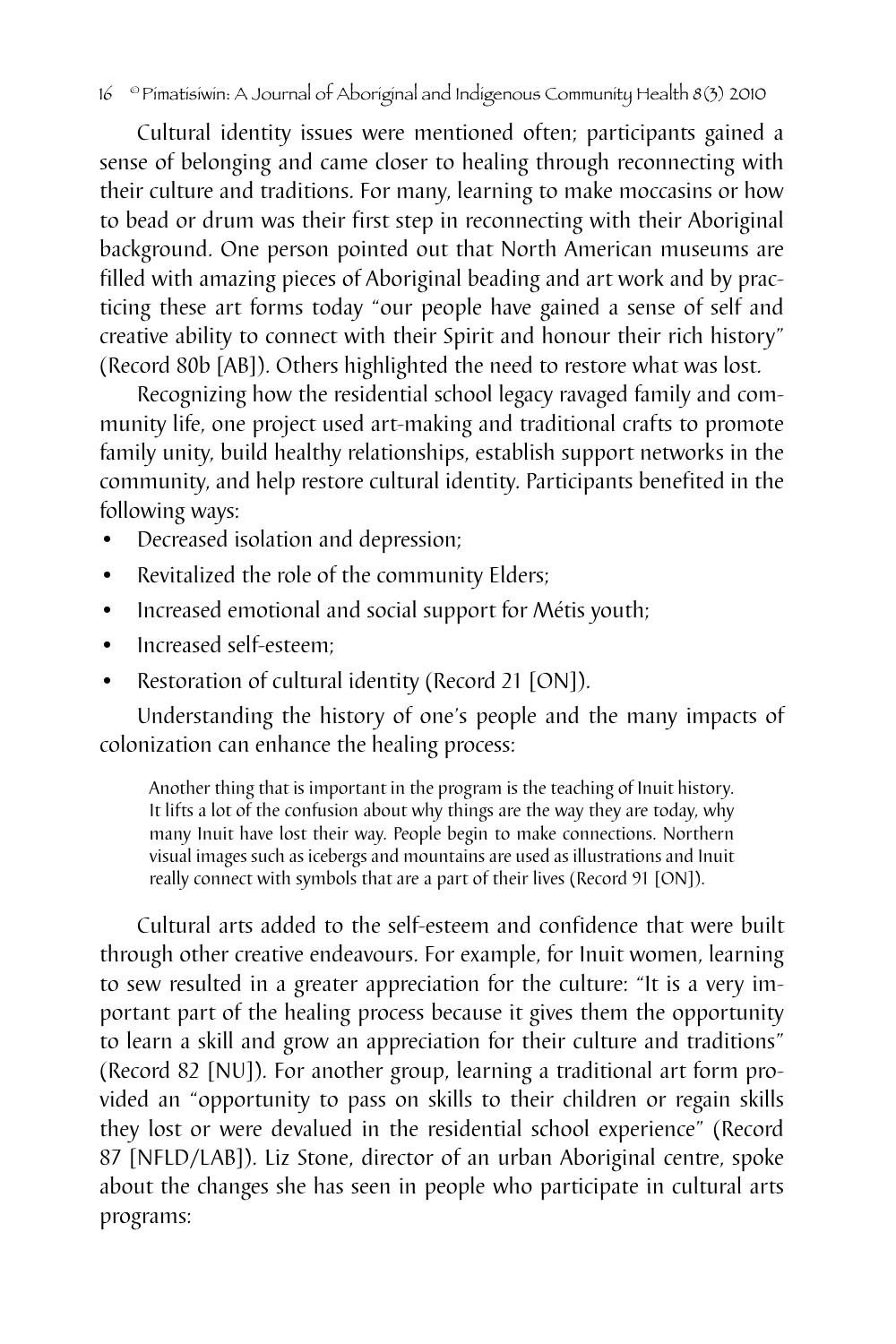Cultural identity issues were mentioned often; participants gained a sense of belonging and came closer to healing through reconnecting with their culture and traditions. For many, learning to make moccasins or how to bead or drum was their first step in reconnecting with their Aboriginal background. One person pointed out that North American museums are filled with amazing pieces of Aboriginal beading and art work and by practicing these art forms today "our people have gained a sense of self and creative ability to connect with their Spirit and honour their rich history" (Record 80b [AB]). Others highlighted the need to restore what was lost.

Recognizing how the residential school legacy ravaged family and community life, one project used art-making and traditional crafts to promote family unity, build healthy relationships, establish support networks in the community, and help restore cultural identity. Participants benefited in the following ways:

- Decreased isolation and depression;
- Revitalized the role of the community Elders;
- Increased emotional and social support for Métis youth;
- Increased self-esteem;
- Restoration of cultural identity (Record 21 [ON]).

Understanding the history of one's people and the many impacts of colonization can enhance the healing process:

> Another thing that is important in the program is the teaching of Inuit history. It lifts a lot of the confusion about why things are the way they are today, why many Inuit have lost their way. People begin to make connections. Northern visual images such as icebergs and mountains are used as illustrations and Inuit really connect with symbols that are a part of their lives (Record 91 [ON]).

Cultural arts added to the self-esteem and confidence that were built through other creative endeavours. For example, for Inuit women, learning to sew resulted in a greater appreciation for the culture: "It is a very important part of the healing process because it gives them the opportunity to learn a skill and grow an appreciation for their culture and traditions" (Record 82 [NU]). For another group, learning a traditional art form provided an "opportunity to pass on skills to their children or regain skills they lost or were devalued in the residential school experience" (Record 87 [NFLD/LAB]). Liz Stone, director of an urban Aboriginal centre, spoke about the changes she has seen in people who participate in cultural arts programs: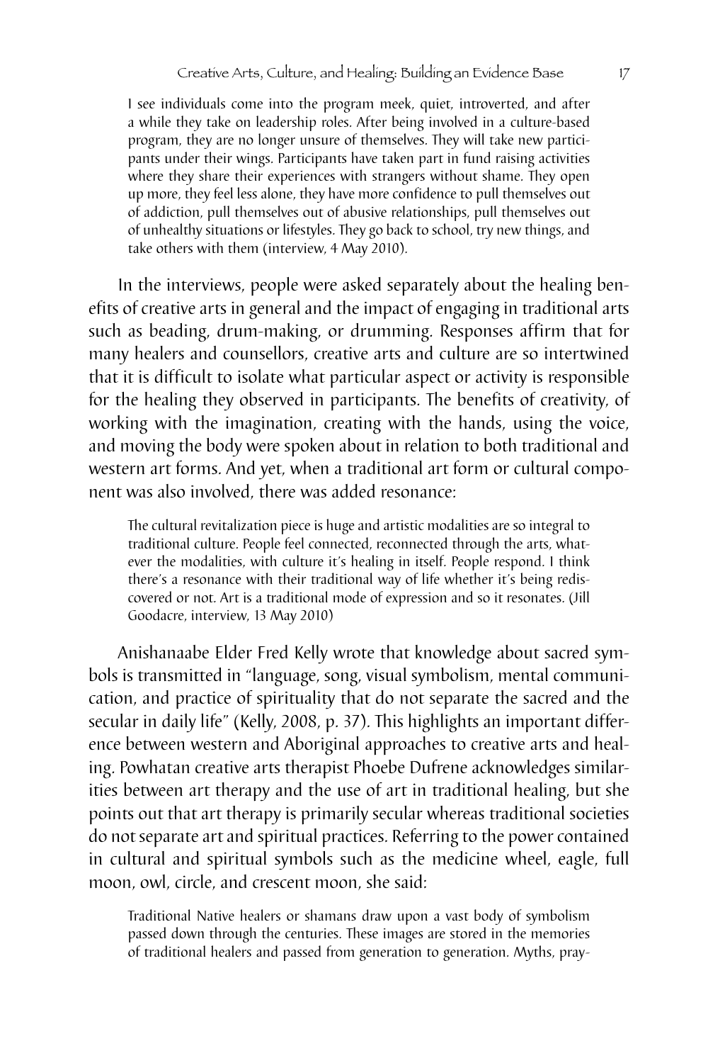> I see individuals come into the program meek, quiet, introverted, and after a while they take on leadership roles. After being involved in a culture-based program, they are no longer unsure of themselves. They will take new participants under their wings. Participants have taken part in fund raising activities where they share their experiences with strangers without shame. They open up more, they feel less alone, they have more confidence to pull themselves out of addiction, pull themselves out of abusive relationships, pull themselves out of unhealthy situations or lifestyles. They go back to school, try new things, and take others with them (interview, 4 May 2010).

In the interviews, people were asked separately about the healing benefits of creative arts in general and the impact of engaging in traditional arts such as beading, drum-making, or drumming. Responses affirm that for many healers and counsellors, creative arts and culture are so intertwined that it is difficult to isolate what particular aspect or activity is responsible for the healing they observed in participants. The benefits of creativity, of working with the imagination, creating with the hands, using the voice, and moving the body were spoken about in relation to both traditional and western art forms. And yet, when a traditional art form or cultural component was also involved, there was added resonance:

> The cultural revitalization piece is huge and artistic modalities are so integral to traditional culture. People feel connected, reconnected through the arts, whatever the modalities, with culture it's healing in itself. People respond. I think there's a resonance with their traditional way of life whether it's being rediscovered or not. Art is a traditional mode of expression and so it resonates. (Jill Goodacre, interview, 13 May 2010)

Anishanaabe Elder Fred Kelly wrote that knowledge about sacred symbols is transmitted in "language, song, visual symbolism, mental communication, and practice of spirituality that do not separate the sacred and the secular in daily life" (Kelly, 2008, p. 37). This highlights an important difference between western and Aboriginal approaches to creative arts and healing. Powhatan creative arts therapist Phoebe Dufrene acknowledges similarities between art therapy and the use of art in traditional healing, but she points out that art therapy is primarily secular whereas traditional societies do not separate art and spiritual practices. Referring to the power contained in cultural and spiritual symbols such as the medicine wheel, eagle, full moon, owl, circle, and crescent moon, she said:

> Traditional Native healers or shamans draw upon a vast body of symbolism passed down through the centuries. These images are stored in the memories of traditional healers and passed from generation to generation. Myths, pray-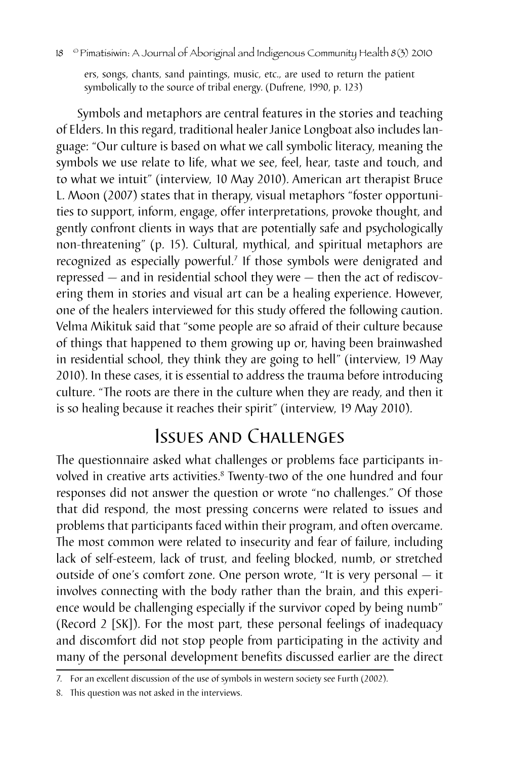ers, songs, chants, sand paintings, music, etc., are used to return the patient symbolically to the source of tribal energy. (Dufrene, 1990, p. 123)

Symbols and metaphors are central features in the stories and teaching of Elders. In this regard, traditional healer Janice Longboat also includes language: "Our culture is based on what we call symbolic literacy, meaning the symbols we use relate to life, what we see, feel, hear, taste and touch, and to what we intuit" (interview, 10 May 2010). American art therapist Bruce L. Moon (2007) states that in therapy, visual metaphors "foster opportunities to support, inform, engage, offer interpretations, provoke thought, and gently confront clients in ways that are potentially safe and psychologically non-threatening" (p. 15). Cultural, mythical, and spiritual metaphors are recognized as especially powerful.[7] If those symbols were denigrated and repressed — and in residential school they were — then the act of rediscovering them in stories and visual art can be a healing experience. However, one of the healers interviewed for this study offered the following caution. Velma Mikituk said that "some people are so afraid of their culture because of things that happened to them growing up or, having been brainwashed in residential school, they think they are going to hell" (interview, 19 May 2010). In these cases, it is essential to address the trauma before introducing culture. "The roots are there in the culture when they are ready, and then it is so healing because it reaches their spirit" (interview, 19 May 2010).

## Issues and Challenges

The questionnaire asked what challenges or problems face participants involved in creative arts activities.[8] Twenty-two of the one hundred and four responses did not answer the question or wrote "no challenges." Of those that did respond, the most pressing concerns were related to issues and problems that participants faced within their program, and often overcame. The most common were related to insecurity and fear of failure, including lack of self-esteem, lack of trust, and feeling blocked, numb, or stretched outside of one's comfort zone. One person wrote, "It is very personal — it involves connecting with the body rather than the brain, and this experience would be challenging especially if the survivor coped by being numb" (Record 2 [SK]). For the most part, these personal feelings of inadequacy and discomfort did not stop people from participating in the activity and many of the personal development benefits discussed earlier are the direct

---

7. For an excellent discussion of the use of symbols in western society see Furth (2002).

8. This question was not asked in the interviews.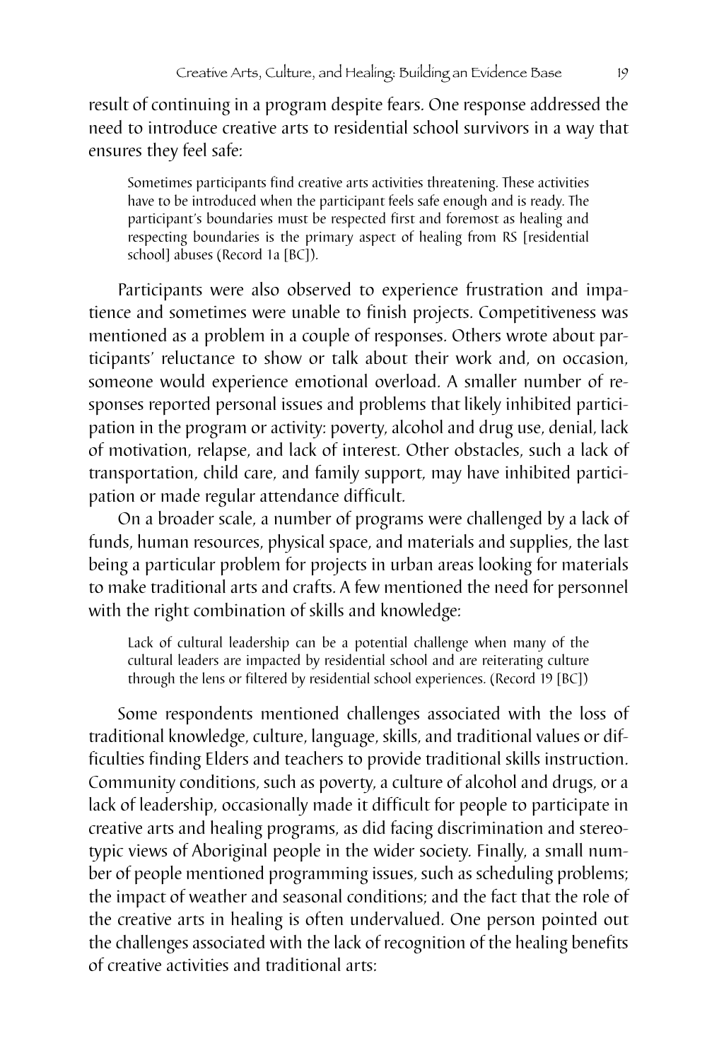result of continuing in a program despite fears. One response addressed the need to introduce creative arts to residential school survivors in a way that ensures they feel safe:

> Sometimes participants find creative arts activities threatening. These activities have to be introduced when the participant feels safe enough and is ready. The participant's boundaries must be respected first and foremost as healing and respecting boundaries is the primary aspect of healing from RS [residential school] abuses (Record 1a [BC]).

Participants were also observed to experience frustration and impatience and sometimes were unable to finish projects. Competitiveness was mentioned as a problem in a couple of responses. Others wrote about participants' reluctance to show or talk about their work and, on occasion, someone would experience emotional overload. A smaller number of responses reported personal issues and problems that likely inhibited participation in the program or activity: poverty, alcohol and drug use, denial, lack of motivation, relapse, and lack of interest. Other obstacles, such a lack of transportation, child care, and family support, may have inhibited participation or made regular attendance difficult.

On a broader scale, a number of programs were challenged by a lack of funds, human resources, physical space, and materials and supplies, the last being a particular problem for projects in urban areas looking for materials to make traditional arts and crafts. A few mentioned the need for personnel with the right combination of skills and knowledge:

> Lack of cultural leadership can be a potential challenge when many of the cultural leaders are impacted by residential school and are reiterating culture through the lens or filtered by residential school experiences. (Record 19 [BC])

Some respondents mentioned challenges associated with the loss of traditional knowledge, culture, language, skills, and traditional values or difficulties finding Elders and teachers to provide traditional skills instruction. Community conditions, such as poverty, a culture of alcohol and drugs, or a lack of leadership, occasionally made it difficult for people to participate in creative arts and healing programs, as did facing discrimination and stereotypic views of Aboriginal people in the wider society. Finally, a small number of people mentioned programming issues, such as scheduling problems; the impact of weather and seasonal conditions; and the fact that the role of the creative arts in healing is often undervalued. One person pointed out the challenges associated with the lack of recognition of the healing benefits of creative activities and traditional arts: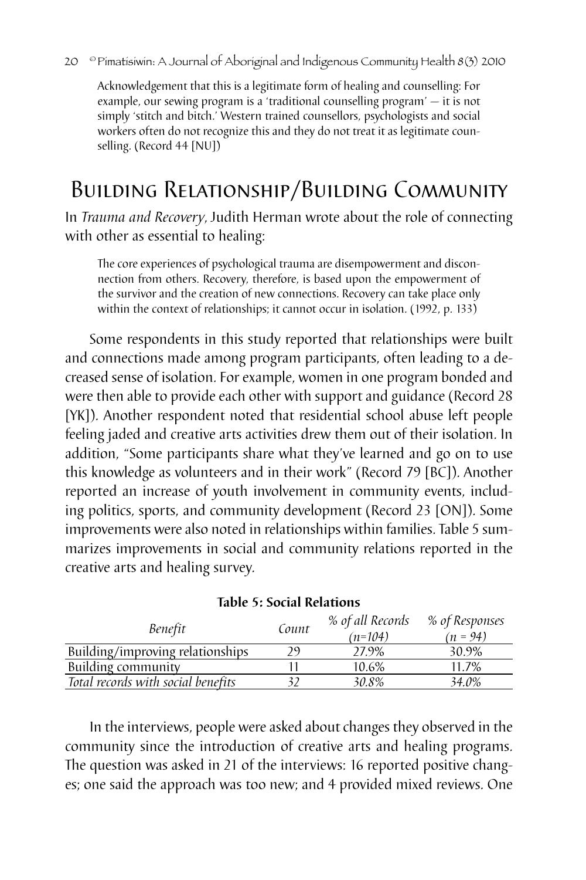> Acknowledgement that this is a legitimate form of healing and counselling: For example, our sewing program is a 'traditional counselling program' — it is not simply 'stitch and bitch.' Western trained counsellors, psychologists and social workers often do not recognize this and they do not treat it as legitimate counselling. (Record 44 [NU])

## Building Relationship/Building Community

In *Trauma and Recovery*, Judith Herman wrote about the role of connecting with other as essential to healing:

> The core experiences of psychological trauma are disempowerment and disconnection from others. Recovery, therefore, is based upon the empowerment of the survivor and the creation of new connections. Recovery can take place only within the context of relationships; it cannot occur in isolation. (1992, p. 133)

Some respondents in this study reported that relationships were built and connections made among program participants, often leading to a decreased sense of isolation. For example, women in one program bonded and were then able to provide each other with support and guidance (Record 28 [YK]). Another respondent noted that residential school abuse left people feeling jaded and creative arts activities drew them out of their isolation. In addition, "Some participants share what they've learned and go on to use this knowledge as volunteers and in their work" (Record 79 [BC]). Another reported an increase of youth involvement in community events, including politics, sports, and community development (Record 23 [ON]). Some improvements were also noted in relationships within families. Table 5 summarizes improvements in social and community relations reported in the creative arts and healing survey.

**Table 5: Social Relations**

| *Benefit* | *Count* | *% of all Records (n=104)* | *% of Responses (n = 94)* |
|---|---|---|---|
| Building/improving relationships | 29 | 27.9% | 30.9% |
| Building community | 11 | 10.6% | 11.7% |
| *Total records with social benefits* | *32* | *30.8%* | *34.0%* |

In the interviews, people were asked about changes they observed in the community since the introduction of creative arts and healing programs. The question was asked in 21 of the interviews: 16 reported positive changes; one said the approach was too new; and 4 provided mixed reviews. One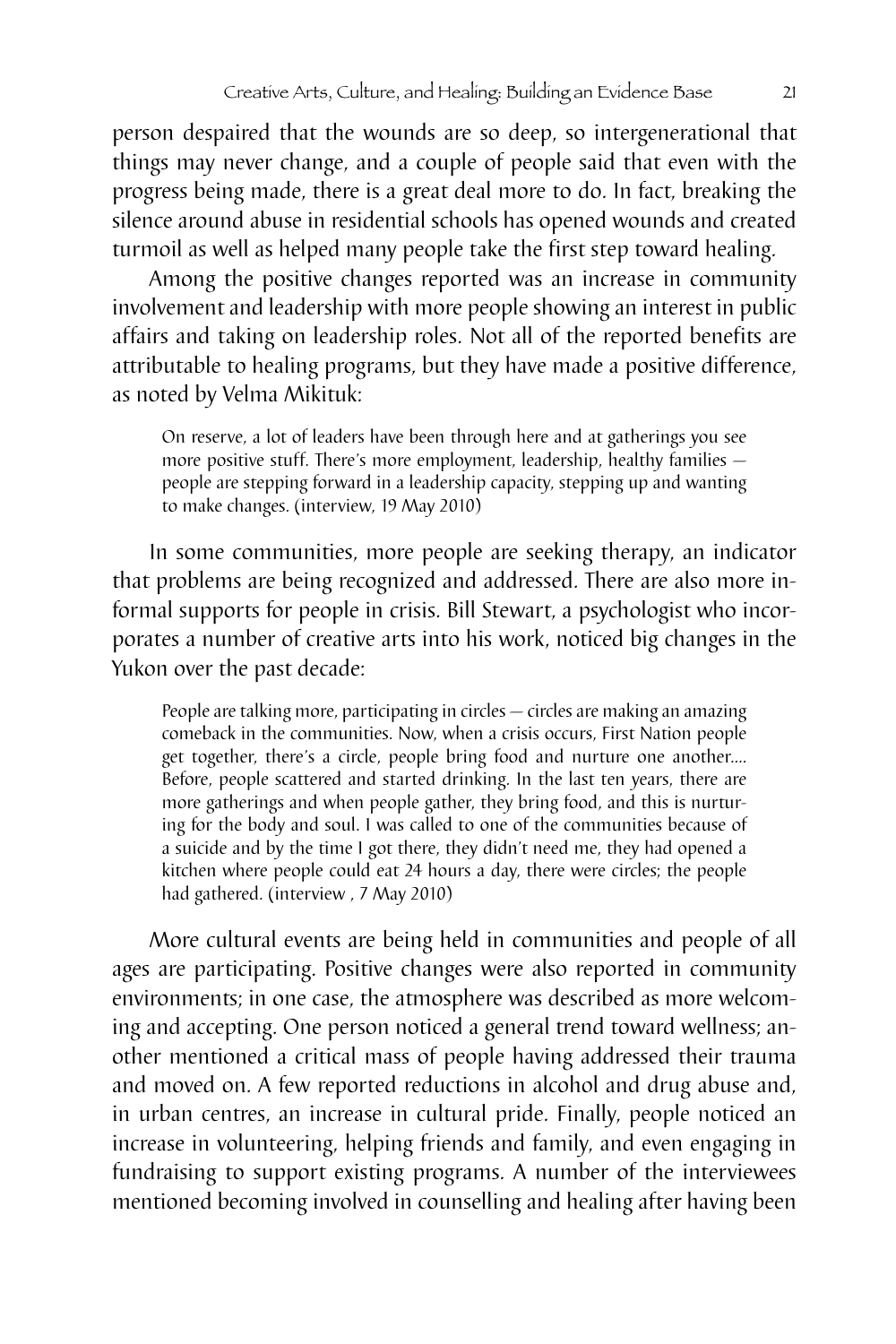person despaired that the wounds are so deep, so intergenerational that things may never change, and a couple of people said that even with the progress being made, there is a great deal more to do. In fact, breaking the silence around abuse in residential schools has opened wounds and created turmoil as well as helped many people take the first step toward healing.

Among the positive changes reported was an increase in community involvement and leadership with more people showing an interest in public affairs and taking on leadership roles. Not all of the reported benefits are attributable to healing programs, but they have made a positive difference, as noted by Velma Mikituk:

> On reserve, a lot of leaders have been through here and at gatherings you see more positive stuff. There's more employment, leadership, healthy families — people are stepping forward in a leadership capacity, stepping up and wanting to make changes. (interview, 19 May 2010)

In some communities, more people are seeking therapy, an indicator that problems are being recognized and addressed. There are also more informal supports for people in crisis. Bill Stewart, a psychologist who incorporates a number of creative arts into his work, noticed big changes in the Yukon over the past decade:

> People are talking more, participating in circles — circles are making an amazing comeback in the communities. Now, when a crisis occurs, First Nation people get together, there's a circle, people bring food and nurture one another.... Before, people scattered and started drinking. In the last ten years, there are more gatherings and when people gather, they bring food, and this is nurturing for the body and soul. I was called to one of the communities because of a suicide and by the time I got there, they didn't need me, they had opened a kitchen where people could eat 24 hours a day, there were circles; the people had gathered. (interview , 7 May 2010)

More cultural events are being held in communities and people of all ages are participating. Positive changes were also reported in community environments; in one case, the atmosphere was described as more welcoming and accepting. One person noticed a general trend toward wellness; another mentioned a critical mass of people having addressed their trauma and moved on. A few reported reductions in alcohol and drug abuse and, in urban centres, an increase in cultural pride. Finally, people noticed an increase in volunteering, helping friends and family, and even engaging in fundraising to support existing programs. A number of the interviewees mentioned becoming involved in counselling and healing after having been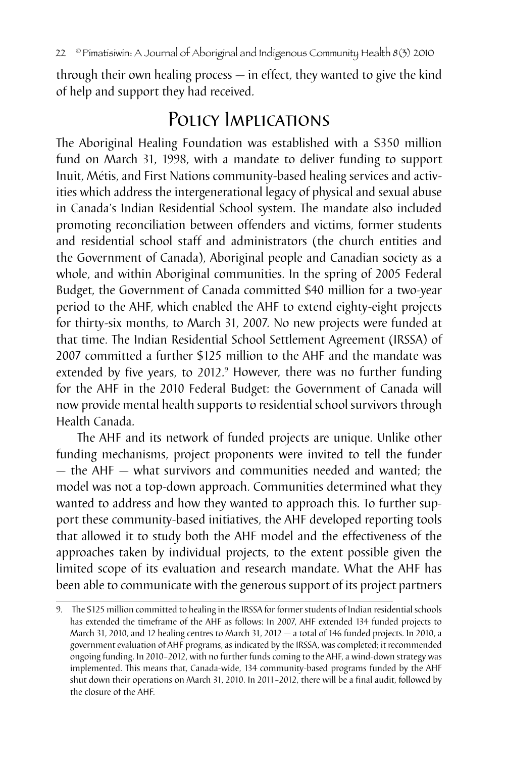through their own healing process — in effect, they wanted to give the kind of help and support they had received.

## Policy Implications

The Aboriginal Healing Foundation was established with a $350 million fund on March 31, 1998, with a mandate to deliver funding to support Inuit, Métis, and First Nations community-based healing services and activities which address the intergenerational legacy of physical and sexual abuse in Canada's Indian Residential School system. The mandate also included promoting reconciliation between offenders and victims, former students and residential school staff and administrators (the church entities and the Government of Canada), Aboriginal people and Canadian society as a whole, and within Aboriginal communities. In the spring of 2005 Federal Budget, the Government of Canada committed $40 million for a two-year period to the AHF, which enabled the AHF to extend eighty-eight projects for thirty-six months, to March 31, 2007. No new projects were funded at that time. The Indian Residential School Settlement Agreement (IRSSA) of 2007 committed a further $125 million to the AHF and the mandate was extended by five years, to 2012.[9] However, there was no further funding for the AHF in the 2010 Federal Budget: the Government of Canada will now provide mental health supports to residential school survivors through Health Canada.

The AHF and its network of funded projects are unique. Unlike other funding mechanisms, project proponents were invited to tell the funder — the AHF — what survivors and communities needed and wanted; the model was not a top-down approach. Communities determined what they wanted to address and how they wanted to approach this. To further support these community-based initiatives, the AHF developed reporting tools that allowed it to study both the AHF model and the effectiveness of the approaches taken by individual projects, to the extent possible given the limited scope of its evaluation and research mandate. What the AHF has been able to communicate with the generous support of its project partners

9. The $125 million committed to healing in the IRSSA for former students of Indian residential schools has extended the timeframe of the AHF as follows: In 2007, AHF extended 134 funded projects to March 31, 2010, and 12 healing centres to March 31, 2012 — a total of 146 funded projects. In 2010, a government evaluation of AHF programs, as indicated by the IRSSA, was completed; it recommended ongoing funding. In 2010–2012, with no further funds coming to the AHF, a wind-down strategy was implemented. This means that, Canada-wide, 134 community-based programs funded by the AHF shut down their operations on March 31, 2010. In 2011–2012, there will be a final audit, followed by the closure of the AHF.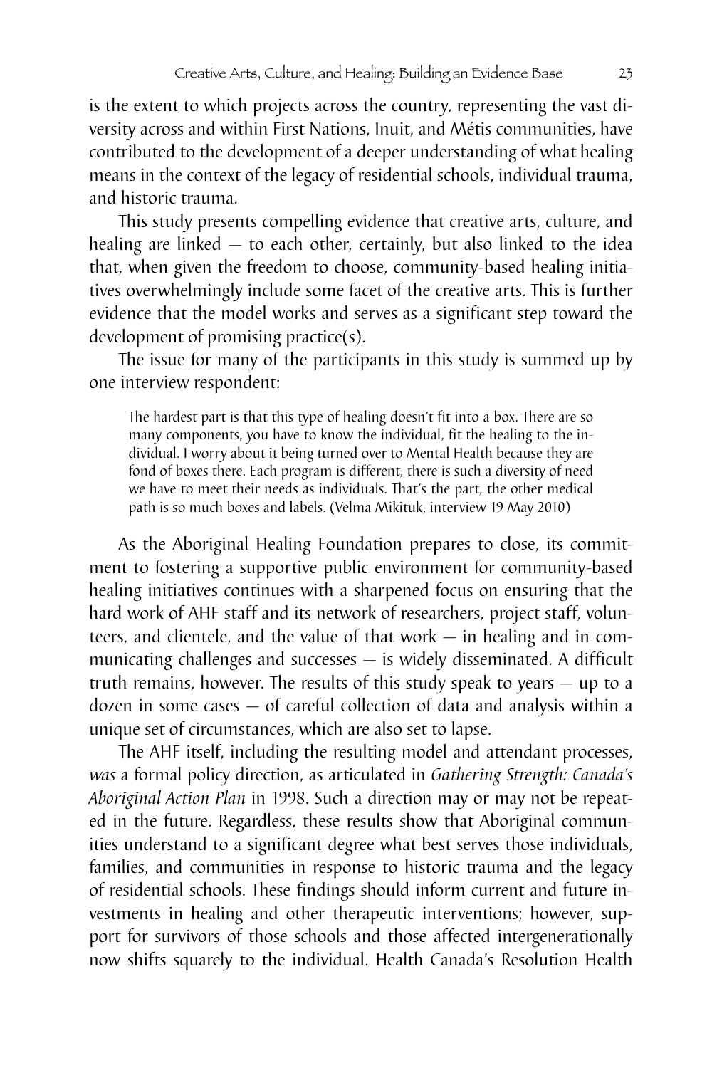is the extent to which projects across the country, representing the vast diversity across and within First Nations, Inuit, and Métis communities, have contributed to the development of a deeper understanding of what healing means in the context of the legacy of residential schools, individual trauma, and historic trauma.

This study presents compelling evidence that creative arts, culture, and healing are linked — to each other, certainly, but also linked to the idea that, when given the freedom to choose, community-based healing initiatives overwhelmingly include some facet of the creative arts. This is further evidence that the model works and serves as a significant step toward the development of promising practice(s).

The issue for many of the participants in this study is summed up by one interview respondent:

> The hardest part is that this type of healing doesn't fit into a box. There are so many components, you have to know the individual, fit the healing to the individual. I worry about it being turned over to Mental Health because they are fond of boxes there. Each program is different, there is such a diversity of need we have to meet their needs as individuals. That's the part, the other medical path is so much boxes and labels. (Velma Mikituk, interview 19 May 2010)

As the Aboriginal Healing Foundation prepares to close, its commitment to fostering a supportive public environment for community-based healing initiatives continues with a sharpened focus on ensuring that the hard work of AHF staff and its network of researchers, project staff, volunteers, and clientele, and the value of that work — in healing and in communicating challenges and successes — is widely disseminated. A difficult truth remains, however. The results of this study speak to years — up to a dozen in some cases — of careful collection of data and analysis within a unique set of circumstances, which are also set to lapse.

The AHF itself, including the resulting model and attendant processes, *was* a formal policy direction, as articulated in *Gathering Strength: Canada's Aboriginal Action Plan* in 1998. Such a direction may or may not be repeated in the future. Regardless, these results show that Aboriginal communities understand to a significant degree what best serves those individuals, families, and communities in response to historic trauma and the legacy of residential schools. These findings should inform current and future investments in healing and other therapeutic interventions; however, support for survivors of those schools and those affected intergenerationally now shifts squarely to the individual. Health Canada's Resolution Health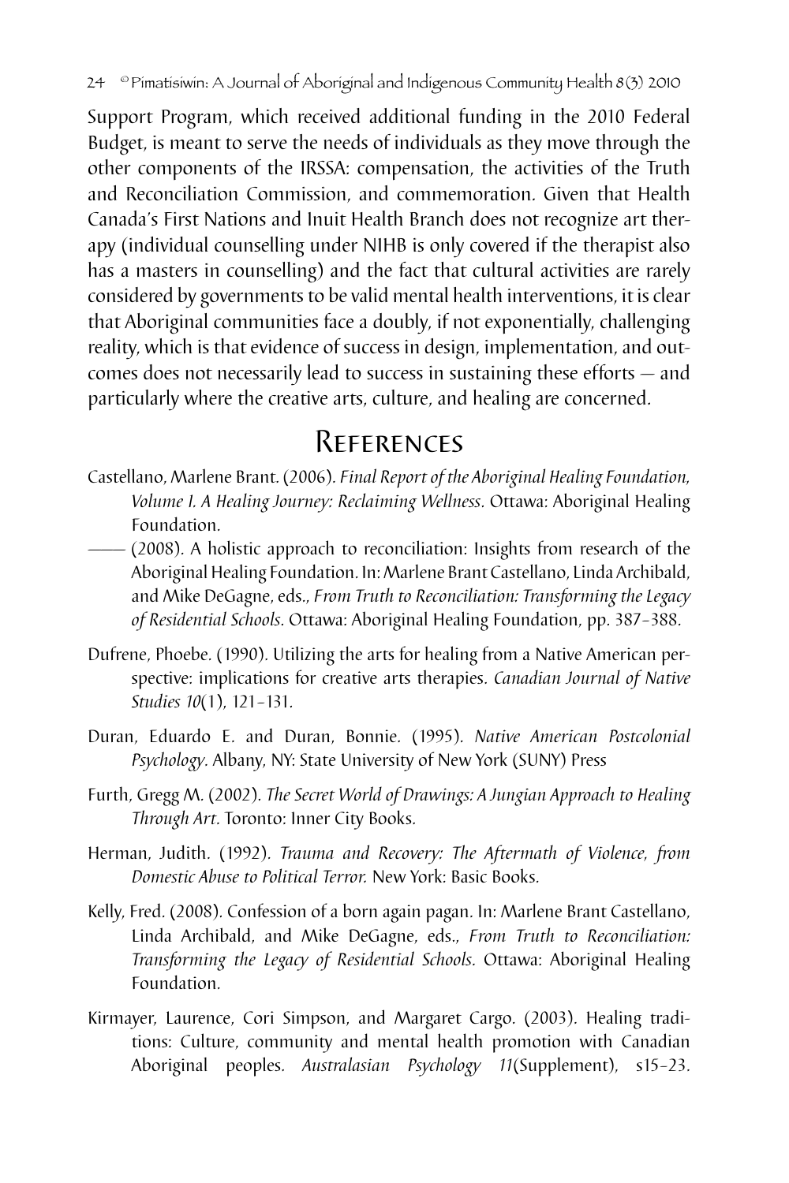Support Program, which received additional funding in the 2010 Federal Budget, is meant to serve the needs of individuals as they move through the other components of the IRSSA: compensation, the activities of the Truth and Reconciliation Commission, and commemoration. Given that Health Canada's First Nations and Inuit Health Branch does not recognize art therapy (individual counselling under NIHB is only covered if the therapist also has a masters in counselling) and the fact that cultural activities are rarely considered by governments to be valid mental health interventions, it is clear that Aboriginal communities face a doubly, if not exponentially, challenging reality, which is that evidence of success in design, implementation, and outcomes does not necessarily lead to success in sustaining these efforts — and particularly where the creative arts, culture, and healing are concerned.

## References

Castellano, Marlene Brant. (2006). *Final Report of the Aboriginal Healing Foundation, Volume I. A Healing Journey: Reclaiming Wellness.* Ottawa: Aboriginal Healing Foundation.

—— (2008). A holistic approach to reconciliation: Insights from research of the Aboriginal Healing Foundation. In: Marlene Brant Castellano, Linda Archibald, and Mike DeGagne, eds., *From Truth to Reconciliation: Transforming the Legacy of Residential Schools.* Ottawa: Aboriginal Healing Foundation, pp. 387–388.

Dufrene, Phoebe. (1990). Utilizing the arts for healing from a Native American perspective: implications for creative arts therapies. *Canadian Journal of Native Studies 10*(1), 121–131.

Duran, Eduardo E. and Duran, Bonnie. (1995). *Native American Postcolonial Psychology.* Albany, NY: State University of New York (SUNY) Press

Furth, Gregg M. (2002). *The Secret World of Drawings: A Jungian Approach to Healing Through Art.* Toronto: Inner City Books.

Herman, Judith. (1992). *Trauma and Recovery: The Aftermath of Violence, from Domestic Abuse to Political Terror.* New York: Basic Books.

Kelly, Fred. (2008). Confession of a born again pagan. In: Marlene Brant Castellano, Linda Archibald, and Mike DeGagne, eds., *From Truth to Reconciliation: Transforming the Legacy of Residential Schools.* Ottawa: Aboriginal Healing Foundation.

Kirmayer, Laurence, Cori Simpson, and Margaret Cargo. (2003). Healing traditions: Culture, community and mental health promotion with Canadian Aboriginal peoples. *Australasian Psychology 11*(Supplement), s15–23.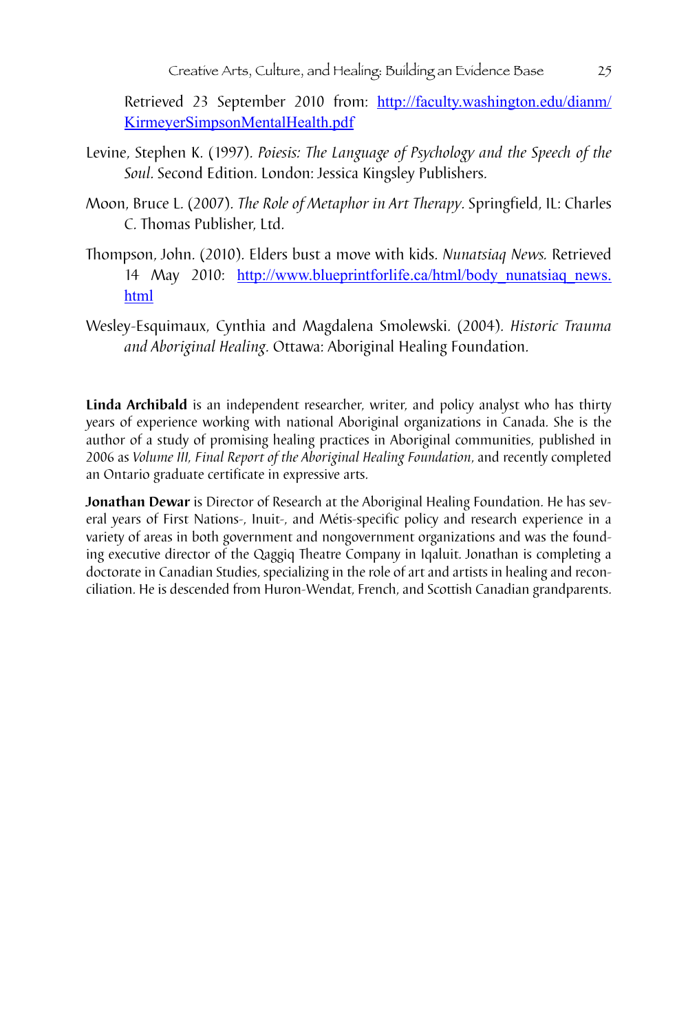Retrieved 23 September 2010 from: http://faculty.washington.edu/dianm/KirmeyerSimpsonMentalHealth.pdf

Levine, Stephen K. (1997). *Poiesis: The Language of Psychology and the Speech of the Soul*. Second Edition. London: Jessica Kingsley Publishers.

Moon, Bruce L. (2007). *The Role of Metaphor in Art Therapy*. Springfield, IL: Charles C. Thomas Publisher, Ltd.

Thompson, John. (2010). Elders bust a move with kids. *Nunatsiaq News*. Retrieved 14 May 2010: http://www.blueprintforlife.ca/html/body_nunatsiaq_news.html

Wesley-Esquimaux, Cynthia and Magdalena Smolewski. (2004). *Historic Trauma and Aboriginal Healing*. Ottawa: Aboriginal Healing Foundation.

**Linda Archibald** is an independent researcher, writer, and policy analyst who has thirty years of experience working with national Aboriginal organizations in Canada. She is the author of a study of promising healing practices in Aboriginal communities, published in 2006 as *Volume III, Final Report of the Aboriginal Healing Foundation*, and recently completed an Ontario graduate certificate in expressive arts.

**Jonathan Dewar** is Director of Research at the Aboriginal Healing Foundation. He has several years of First Nations-, Inuit-, and Métis-specific policy and research experience in a variety of areas in both government and nongovernment organizations and was the founding executive director of the Qaggiq Theatre Company in Iqaluit. Jonathan is completing a doctorate in Canadian Studies, specializing in the role of art and artists in healing and reconciliation. He is descended from Huron-Wendat, French, and Scottish Canadian grandparents.